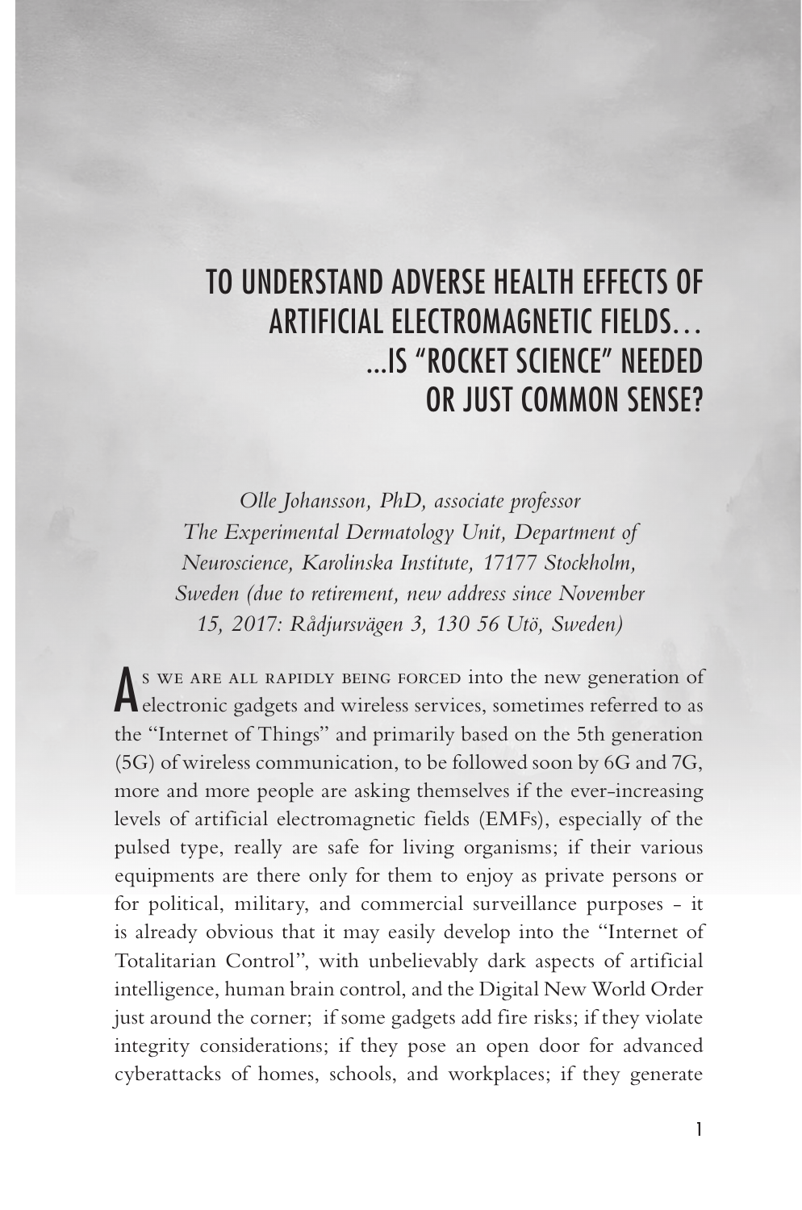# TO UNDERSTAND ADVERSE HEALTH EFFECTS OF ARTIFICIAL ELECTROMAGNETIC FIELDS… …IS "ROCKET SCIENCE" NEEDED OR JUST COMMON SENSE?

*Olle Johansson, PhD, associate professor*
*The Experimental Dermatology Unit, Department of Neuroscience, Karolinska Institute, 17177 Stockholm, Sweden (due to retirement, new address since November 15, 2017: Rådjursvägen 3, 130 56 Utö, Sweden)*

AS WE ARE ALL RAPIDLY BEING FORCED into the new generation of electronic gadgets and wireless services, sometimes referred to as the "Internet of Things" and primarily based on the 5th generation (5G) of wireless communication, to be followed soon by 6G and 7G, more and more people are asking themselves if the ever-increasing levels of artificial electromagnetic fields (EMFs), especially of the pulsed type, really are safe for living organisms; if their various equipments are there only for them to enjoy as private persons or for political, military, and commercial surveillance purposes - it is already obvious that it may easily develop into the "Internet of Totalitarian Control", with unbelievably dark aspects of artificial intelligence, human brain control, and the Digital New World Order just around the corner; if some gadgets add fire risks; if they violate integrity considerations; if they pose an open door for advanced cyberattacks of homes, schools, and workplaces; if they generate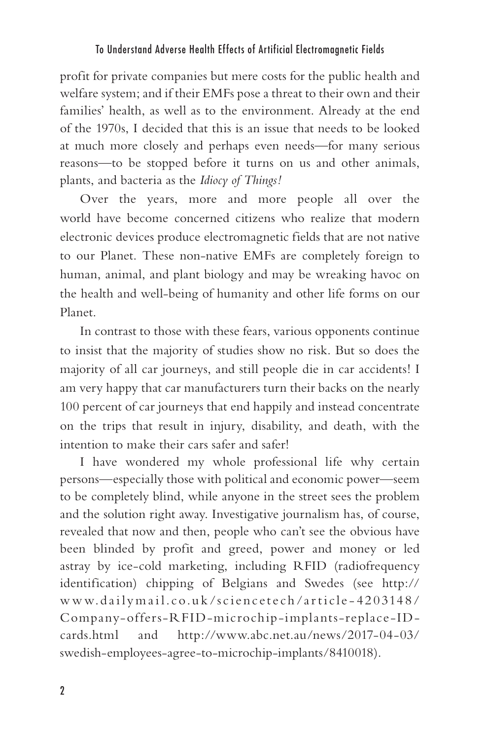profit for private companies but mere costs for the public health and welfare system; and if their EMFs pose a threat to their own and their families' health, as well as to the environment. Already at the end of the 1970s, I decided that this is an issue that needs to be looked at much more closely and perhaps even needs—for many serious reasons—to be stopped before it turns on us and other animals, plants, and bacteria as the *Idiocy of Things!*

Over the years, more and more people all over the world have become concerned citizens who realize that modern electronic devices produce electromagnetic fields that are not native to our Planet. These non-native EMFs are completely foreign to human, animal, and plant biology and may be wreaking havoc on the health and well-being of humanity and other life forms on our Planet.

In contrast to those with these fears, various opponents continue to insist that the majority of studies show no risk. But so does the majority of all car journeys, and still people die in car accidents! I am very happy that car manufacturers turn their backs on the nearly 100 percent of car journeys that end happily and instead concentrate on the trips that result in injury, disability, and death, with the intention to make their cars safer and safer!

I have wondered my whole professional life why certain persons—especially those with political and economic power—seem to be completely blind, while anyone in the street sees the problem and the solution right away. Investigative journalism has, of course, revealed that now and then, people who can't see the obvious have been blinded by profit and greed, power and money or led astray by ice-cold marketing, including RFID (radiofrequency identification) chipping of Belgians and Swedes (see http://www.dailymail.co.uk/sciencetech/article-4203148/Company-offers-RFID-microchip-implants-replace-ID-cards.html and http://www.abc.net.au/news/2017-04-03/swedish-employees-agree-to-microchip-implants/8410018).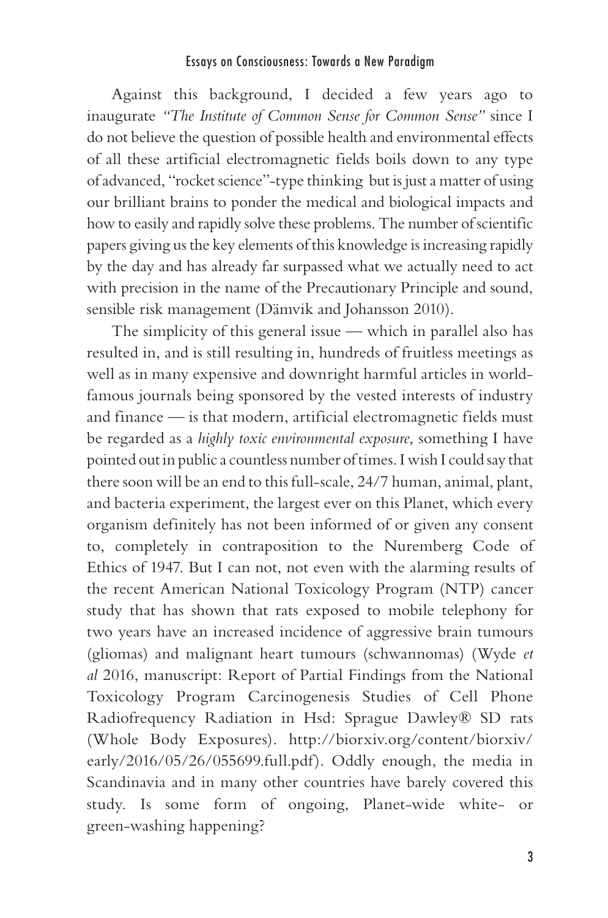Against this background, I decided a few years ago to inaugurate *"The Institute of Common Sense for Common Sense"* since I do not believe the question of possible health and environmental effects of all these artificial electromagnetic fields boils down to any type of advanced, "rocket science"-type thinking but is just a matter of using our brilliant brains to ponder the medical and biological impacts and how to easily and rapidly solve these problems. The number of scientific papers giving us the key elements of this knowledge is increasing rapidly by the day and has already far surpassed what we actually need to act with precision in the name of the Precautionary Principle and sound, sensible risk management (Dämvik and Johansson 2010).

The simplicity of this general issue — which in parallel also has resulted in, and is still resulting in, hundreds of fruitless meetings as well as in many expensive and downright harmful articles in world-famous journals being sponsored by the vested interests of industry and finance — is that modern, artificial electromagnetic fields must be regarded as a *highly toxic environmental exposure*, something I have pointed out in public a countless number of times. I wish I could say that there soon will be an end to this full-scale, 24/7 human, animal, plant, and bacteria experiment, the largest ever on this Planet, which every organism definitely has not been informed of or given any consent to, completely in contraposition to the Nuremberg Code of Ethics of 1947. But I can not, not even with the alarming results of the recent American National Toxicology Program (NTP) cancer study that has shown that rats exposed to mobile telephony for two years have an increased incidence of aggressive brain tumours (gliomas) and malignant heart tumours (schwannomas) (Wyde *et al* 2016, manuscript: Report of Partial Findings from the National Toxicology Program Carcinogenesis Studies of Cell Phone Radiofrequency Radiation in Hsd: Sprague Dawley® SD rats (Whole Body Exposures). http://biorxiv.org/content/biorxiv/early/2016/05/26/055699.full.pdf). Oddly enough, the media in Scandinavia and in many other countries have barely covered this study. Is some form of ongoing, Planet-wide white- or green-washing happening?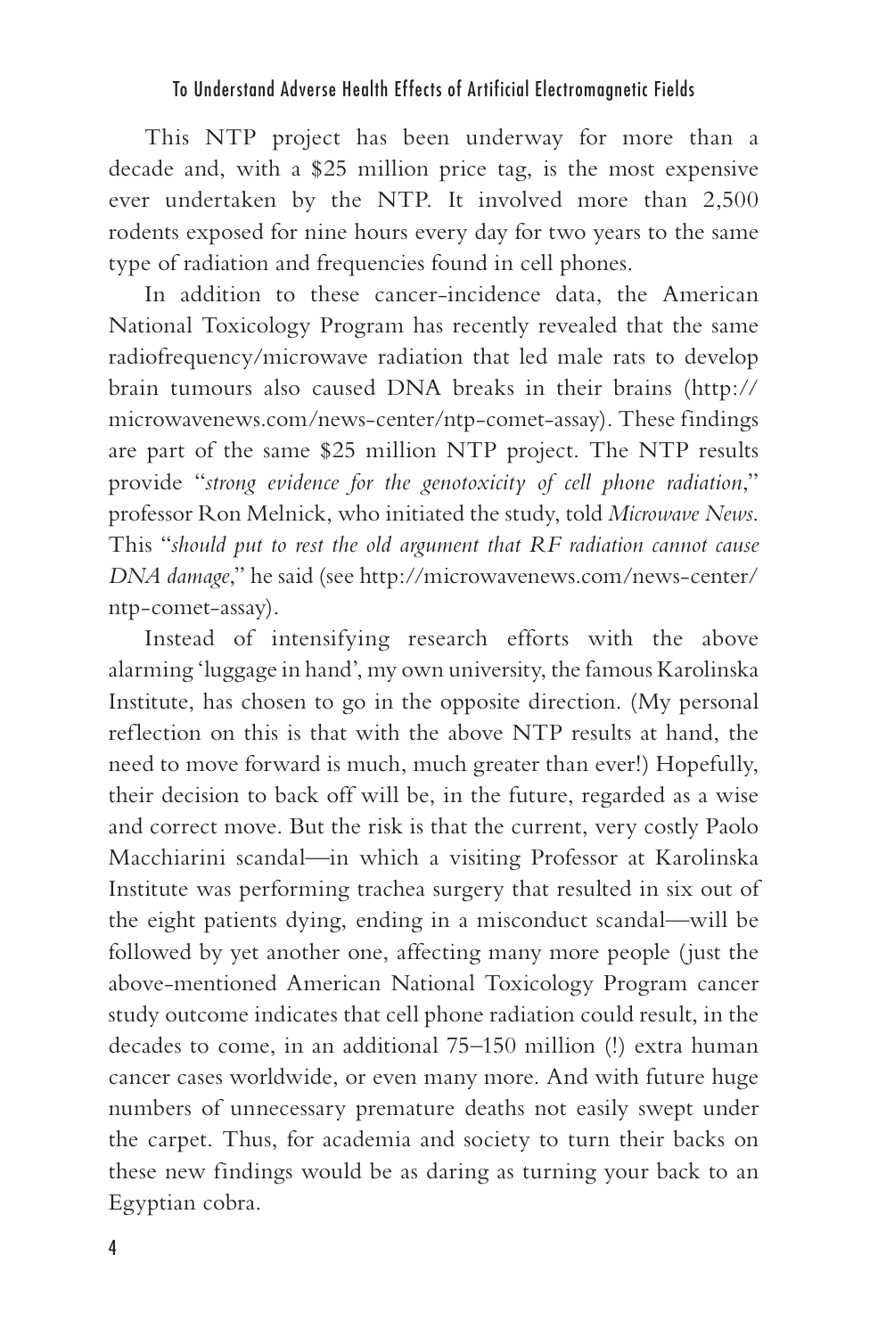This NTP project has been underway for more than a decade and, with a $25 million price tag, is the most expensive ever undertaken by the NTP. It involved more than 2,500 rodents exposed for nine hours every day for two years to the same type of radiation and frequencies found in cell phones.

In addition to these cancer-incidence data, the American National Toxicology Program has recently revealed that the same radiofrequency/microwave radiation that led male rats to develop brain tumours also caused DNA breaks in their brains (http://microwavenews.com/news-center/ntp-comet-assay). These findings are part of the same $25 million NTP project. The NTP results provide "*strong evidence for the genotoxicity of cell phone radiation*," professor Ron Melnick, who initiated the study, told *Microwave News*. This "*should put to rest the old argument that RF radiation cannot cause DNA damage*," he said (see http://microwavenews.com/news-center/ntp-comet-assay).

Instead of intensifying research efforts with the above alarming 'luggage in hand', my own university, the famous Karolinska Institute, has chosen to go in the opposite direction. (My personal reflection on this is that with the above NTP results at hand, the need to move forward is much, much greater than ever!) Hopefully, their decision to back off will be, in the future, regarded as a wise and correct move. But the risk is that the current, very costly Paolo Macchiarini scandal—in which a visiting Professor at Karolinska Institute was performing trachea surgery that resulted in six out of the eight patients dying, ending in a misconduct scandal—will be followed by yet another one, affecting many more people (just the above-mentioned American National Toxicology Program cancer study outcome indicates that cell phone radiation could result, in the decades to come, in an additional 75–150 million (!) extra human cancer cases worldwide, or even many more. And with future huge numbers of unnecessary premature deaths not easily swept under the carpet. Thus, for academia and society to turn their backs on these new findings would be as daring as turning your back to an Egyptian cobra.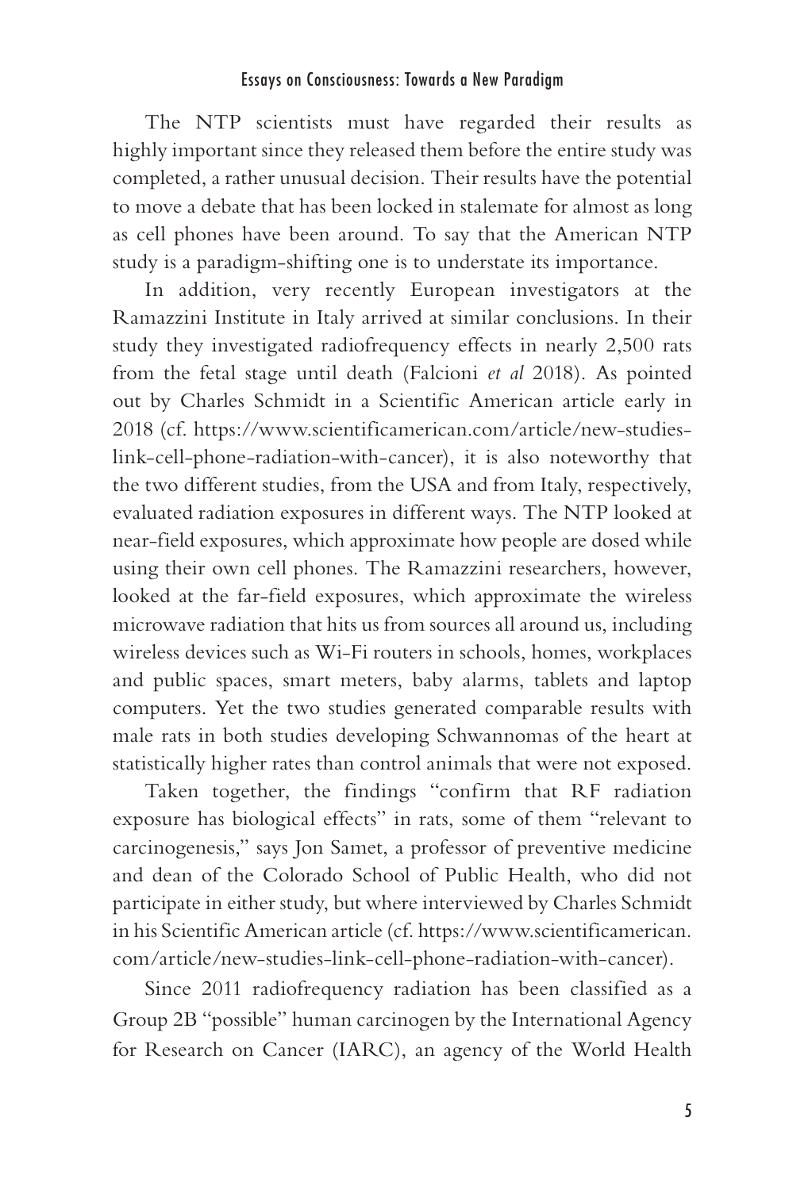The NTP scientists must have regarded their results as highly important since they released them before the entire study was completed, a rather unusual decision. Their results have the potential to move a debate that has been locked in stalemate for almost as long as cell phones have been around. To say that the American NTP study is a paradigm-shifting one is to understate its importance.

In addition, very recently European investigators at the Ramazzini Institute in Italy arrived at similar conclusions. In their study they investigated radiofrequency effects in nearly 2,500 rats from the fetal stage until death (Falcioni *et al* 2018). As pointed out by Charles Schmidt in a Scientific American article early in 2018 (cf. https://www.scientificamerican.com/article/new-studies-link-cell-phone-radiation-with-cancer), it is also noteworthy that the two different studies, from the USA and from Italy, respectively, evaluated radiation exposures in different ways. The NTP looked at near-field exposures, which approximate how people are dosed while using their own cell phones. The Ramazzini researchers, however, looked at the far-field exposures, which approximate the wireless microwave radiation that hits us from sources all around us, including wireless devices such as Wi-Fi routers in schools, homes, workplaces and public spaces, smart meters, baby alarms, tablets and laptop computers. Yet the two studies generated comparable results with male rats in both studies developing Schwannomas of the heart at statistically higher rates than control animals that were not exposed.

Taken together, the findings "confirm that RF radiation exposure has biological effects" in rats, some of them "relevant to carcinogenesis," says Jon Samet, a professor of preventive medicine and dean of the Colorado School of Public Health, who did not participate in either study, but where interviewed by Charles Schmidt in his Scientific American article (cf. https://www.scientificamerican.com/article/new-studies-link-cell-phone-radiation-with-cancer).

Since 2011 radiofrequency radiation has been classified as a Group 2B "possible" human carcinogen by the International Agency for Research on Cancer (IARC), an agency of the World Health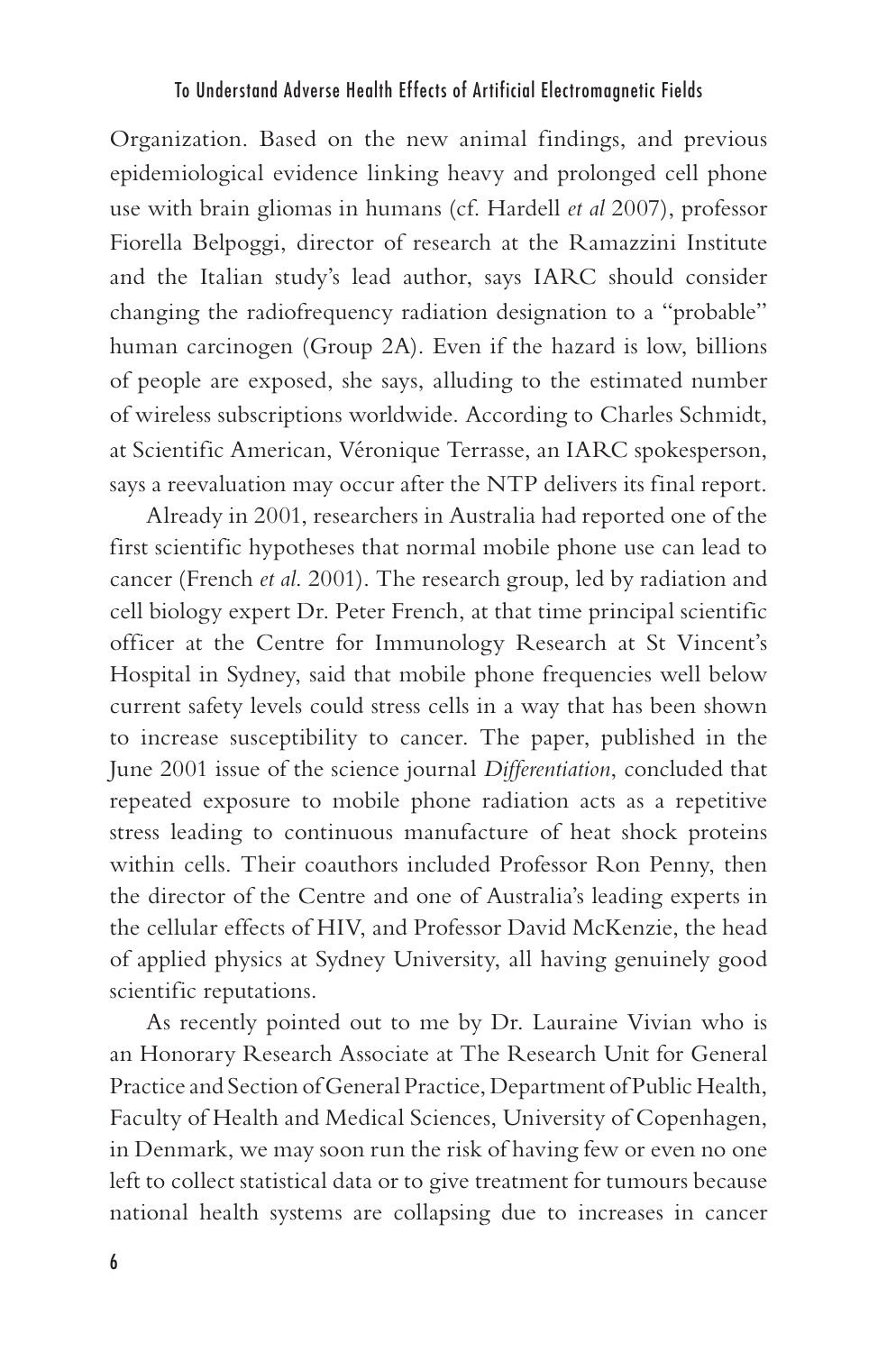Organization. Based on the new animal findings, and previous epidemiological evidence linking heavy and prolonged cell phone use with brain gliomas in humans (cf. Hardell *et al* 2007), professor Fiorella Belpoggi, director of research at the Ramazzini Institute and the Italian study's lead author, says IARC should consider changing the radiofrequency radiation designation to a "probable" human carcinogen (Group 2A). Even if the hazard is low, billions of people are exposed, she says, alluding to the estimated number of wireless subscriptions worldwide. According to Charles Schmidt, at Scientific American, Véronique Terrasse, an IARC spokesperson, says a reevaluation may occur after the NTP delivers its final report.

Already in 2001, researchers in Australia had reported one of the first scientific hypotheses that normal mobile phone use can lead to cancer (French *et al.* 2001). The research group, led by radiation and cell biology expert Dr. Peter French, at that time principal scientific officer at the Centre for Immunology Research at St Vincent's Hospital in Sydney, said that mobile phone frequencies well below current safety levels could stress cells in a way that has been shown to increase susceptibility to cancer. The paper, published in the June 2001 issue of the science journal *Differentiation*, concluded that repeated exposure to mobile phone radiation acts as a repetitive stress leading to continuous manufacture of heat shock proteins within cells. Their coauthors included Professor Ron Penny, then the director of the Centre and one of Australia's leading experts in the cellular effects of HIV, and Professor David McKenzie, the head of applied physics at Sydney University, all having genuinely good scientific reputations.

As recently pointed out to me by Dr. Lauraine Vivian who is an Honorary Research Associate at The Research Unit for General Practice and Section of General Practice, Department of Public Health, Faculty of Health and Medical Sciences, University of Copenhagen, in Denmark, we may soon run the risk of having few or even no one left to collect statistical data or to give treatment for tumours because national health systems are collapsing due to increases in cancer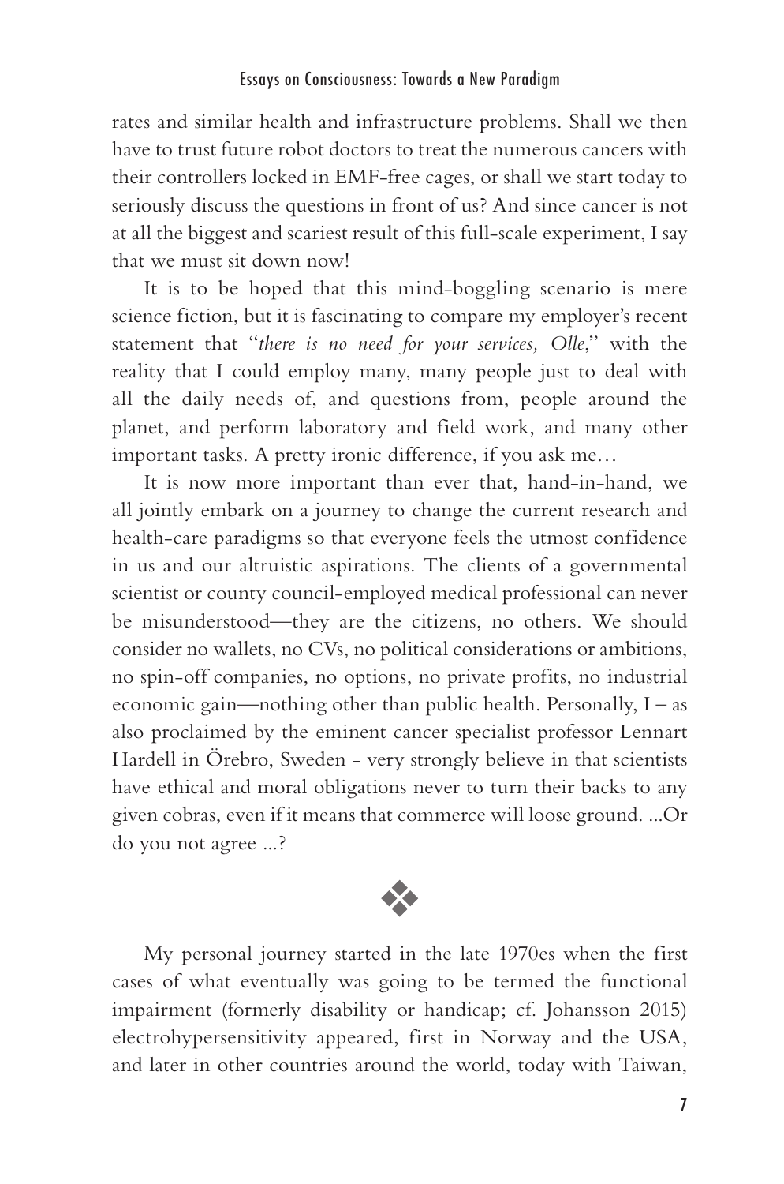rates and similar health and infrastructure problems. Shall we then have to trust future robot doctors to treat the numerous cancers with their controllers locked in EMF-free cages, or shall we start today to seriously discuss the questions in front of us? And since cancer is not at all the biggest and scariest result of this full-scale experiment, I say that we must sit down now!

It is to be hoped that this mind-boggling scenario is mere science fiction, but it is fascinating to compare my employer's recent statement that "*there is no need for your services, Olle*," with the reality that I could employ many, many people just to deal with all the daily needs of, and questions from, people around the planet, and perform laboratory and field work, and many other important tasks. A pretty ironic difference, if you ask me…

It is now more important than ever that, hand-in-hand, we all jointly embark on a journey to change the current research and health-care paradigms so that everyone feels the utmost confidence in us and our altruistic aspirations. The clients of a governmental scientist or county council-employed medical professional can never be misunderstood—they are the citizens, no others. We should consider no wallets, no CVs, no political considerations or ambitions, no spin-off companies, no options, no private profits, no industrial economic gain—nothing other than public health. Personally, I – as also proclaimed by the eminent cancer specialist professor Lennart Hardell in Örebro, Sweden - very strongly believe in that scientists have ethical and moral obligations never to turn their backs to any given cobras, even if it means that commerce will loose ground. ...Or do you not agree ...?

❖

My personal journey started in the late 1970es when the first cases of what eventually was going to be termed the functional impairment (formerly disability or handicap; cf. Johansson 2015) electrohypersensitivity appeared, first in Norway and the USA, and later in other countries around the world, today with Taiwan,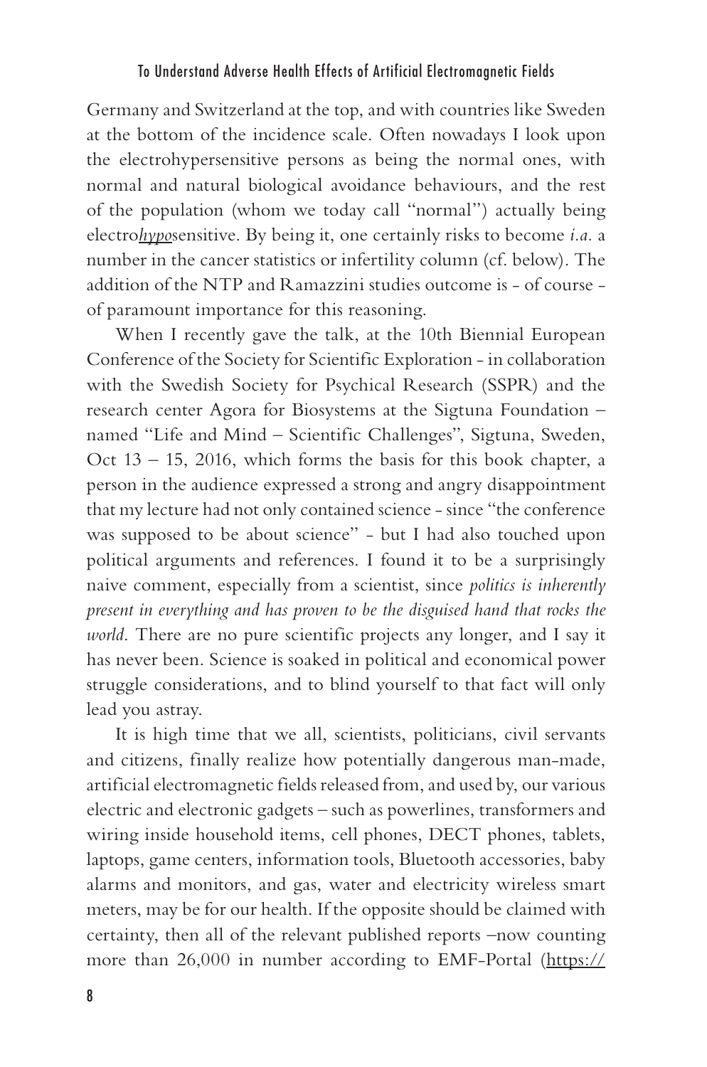Germany and Switzerland at the top, and with countries like Sweden at the bottom of the incidence scale. Often nowadays I look upon the electrohypersensitive persons as being the normal ones, with normal and natural biological avoidance behaviours, and the rest of the population (whom we today call "normal") actually being electro*hypo*sensitive. By being it, one certainly risks to become *i.a.* a number in the cancer statistics or infertility column (cf. below). The addition of the NTP and Ramazzini studies outcome is - of course - of paramount importance for this reasoning.

When I recently gave the talk, at the 10th Biennial European Conference of the Society for Scientific Exploration - in collaboration with the Swedish Society for Psychical Research (SSPR) and the research center Agora for Biosystems at the Sigtuna Foundation – named "Life and Mind – Scientific Challenges", Sigtuna, Sweden, Oct 13 – 15, 2016, which forms the basis for this book chapter, a person in the audience expressed a strong and angry disappointment that my lecture had not only contained science - since "the conference was supposed to be about science" - but I had also touched upon political arguments and references. I found it to be a surprisingly naive comment, especially from a scientist, since *politics is inherently present in everything and has proven to be the disguised hand that rocks the world*. There are no pure scientific projects any longer, and I say it has never been. Science is soaked in political and economical power struggle considerations, and to blind yourself to that fact will only lead you astray.

It is high time that we all, scientists, politicians, civil servants and citizens, finally realize how potentially dangerous man-made, artificial electromagnetic fields released from, and used by, our various electric and electronic gadgets – such as powerlines, transformers and wiring inside household items, cell phones, DECT phones, tablets, laptops, game centers, information tools, Bluetooth accessories, baby alarms and monitors, and gas, water and electricity wireless smart meters, may be for our health. If the opposite should be claimed with certainty, then all of the relevant published reports –now counting more than 26,000 in number according to EMF-Portal (https://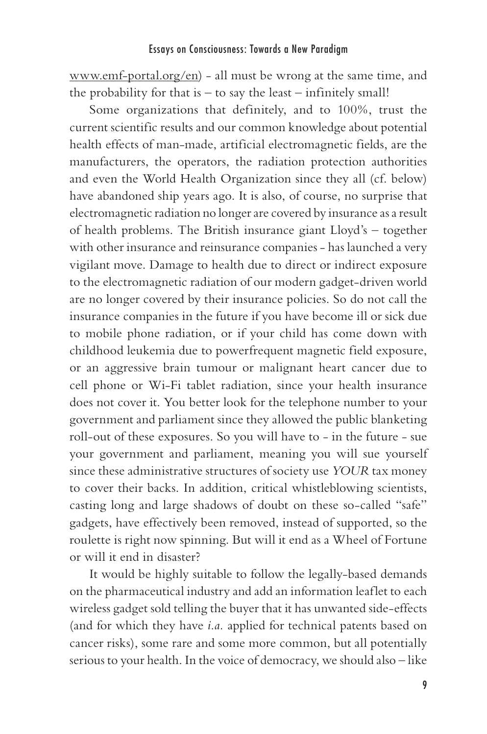www.emf-portal.org/en) - all must be wrong at the same time, and the probability for that is – to say the least – infinitely small!

Some organizations that definitely, and to 100%, trust the current scientific results and our common knowledge about potential health effects of man-made, artificial electromagnetic fields, are the manufacturers, the operators, the radiation protection authorities and even the World Health Organization since they all (cf. below) have abandoned ship years ago. It is also, of course, no surprise that electromagnetic radiation no longer are covered by insurance as a result of health problems. The British insurance giant Lloyd's – together with other insurance and reinsurance companies - has launched a very vigilant move. Damage to health due to direct or indirect exposure to the electromagnetic radiation of our modern gadget-driven world are no longer covered by their insurance policies. So do not call the insurance companies in the future if you have become ill or sick due to mobile phone radiation, or if your child has come down with childhood leukemia due to powerfrequent magnetic field exposure, or an aggressive brain tumour or malignant heart cancer due to cell phone or Wi-Fi tablet radiation, since your health insurance does not cover it. You better look for the telephone number to your government and parliament since they allowed the public blanketing roll-out of these exposures. So you will have to - in the future - sue your government and parliament, meaning you will sue yourself since these administrative structures of society use *YOUR* tax money to cover their backs. In addition, critical whistleblowing scientists, casting long and large shadows of doubt on these so-called "safe" gadgets, have effectively been removed, instead of supported, so the roulette is right now spinning. But will it end as a Wheel of Fortune or will it end in disaster?

It would be highly suitable to follow the legally-based demands on the pharmaceutical industry and add an information leaflet to each wireless gadget sold telling the buyer that it has unwanted side-effects (and for which they have *i.a.* applied for technical patents based on cancer risks), some rare and some more common, but all potentially serious to your health. In the voice of democracy, we should also – like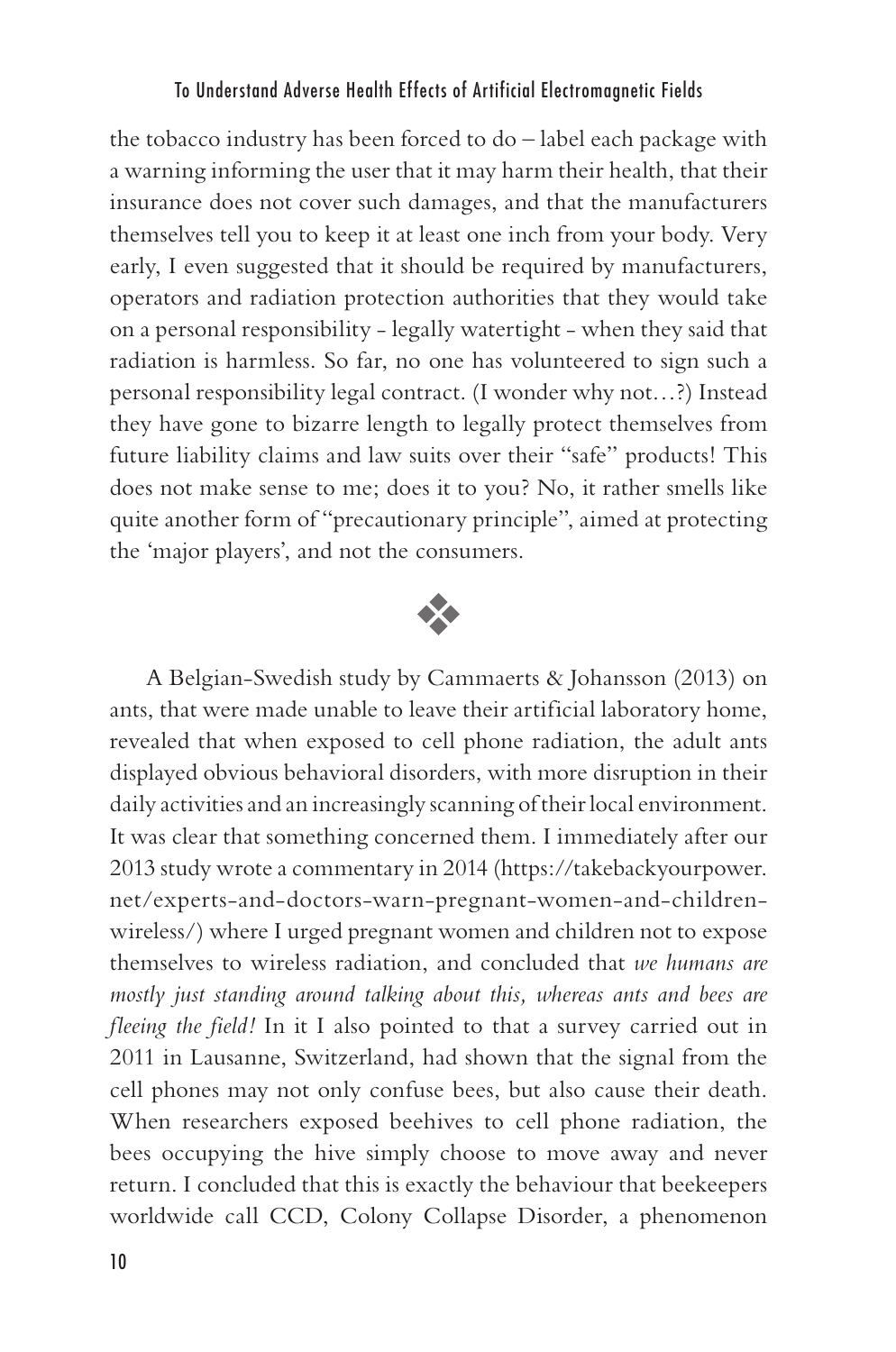the tobacco industry has been forced to do – label each package with a warning informing the user that it may harm their health, that their insurance does not cover such damages, and that the manufacturers themselves tell you to keep it at least one inch from your body. Very early, I even suggested that it should be required by manufacturers, operators and radiation protection authorities that they would take on a personal responsibility - legally watertight - when they said that radiation is harmless. So far, no one has volunteered to sign such a personal responsibility legal contract. (I wonder why not…?) Instead they have gone to bizarre length to legally protect themselves from future liability claims and law suits over their "safe" products! This does not make sense to me; does it to you? No, it rather smells like quite another form of "precautionary principle", aimed at protecting the 'major players', and not the consumers.

❖

A Belgian-Swedish study by Cammaerts & Johansson (2013) on ants, that were made unable to leave their artificial laboratory home, revealed that when exposed to cell phone radiation, the adult ants displayed obvious behavioral disorders, with more disruption in their daily activities and an increasingly scanning of their local environment. It was clear that something concerned them. I immediately after our 2013 study wrote a commentary in 2014 (https://takebackyourpower.net/experts-and-doctors-warn-pregnant-women-and-children-wireless/) where I urged pregnant women and children not to expose themselves to wireless radiation, and concluded that *we humans are mostly just standing around talking about this, whereas ants and bees are fleeing the field!* In it I also pointed to that a survey carried out in 2011 in Lausanne, Switzerland, had shown that the signal from the cell phones may not only confuse bees, but also cause their death. When researchers exposed beehives to cell phone radiation, the bees occupying the hive simply choose to move away and never return. I concluded that this is exactly the behaviour that beekeepers worldwide call CCD, Colony Collapse Disorder, a phenomenon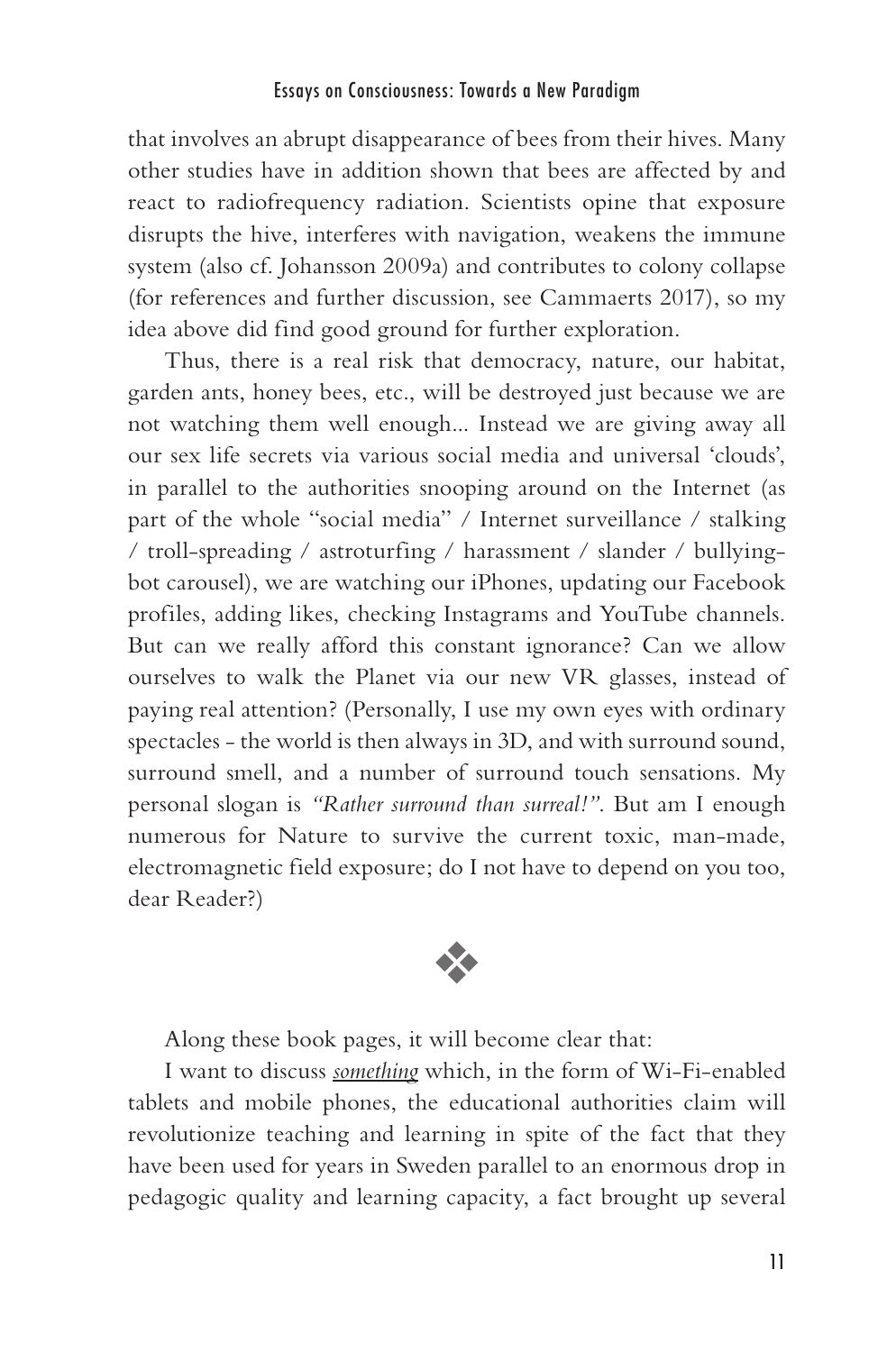that involves an abrupt disappearance of bees from their hives. Many other studies have in addition shown that bees are affected by and react to radiofrequency radiation. Scientists opine that exposure disrupts the hive, interferes with navigation, weakens the immune system (also cf. Johansson 2009a) and contributes to colony collapse (for references and further discussion, see Cammaerts 2017), so my idea above did find good ground for further exploration.

Thus, there is a real risk that democracy, nature, our habitat, garden ants, honey bees, etc., will be destroyed just because we are not watching them well enough... Instead we are giving away all our sex life secrets via various social media and universal 'clouds', in parallel to the authorities snooping around on the Internet (as part of the whole "social media" / Internet surveillance / stalking / troll-spreading / astroturfing / harassment / slander / bullying-bot carousel), we are watching our iPhones, updating our Facebook profiles, adding likes, checking Instagrams and YouTube channels. But can we really afford this constant ignorance? Can we allow ourselves to walk the Planet via our new VR glasses, instead of paying real attention? (Personally, I use my own eyes with ordinary spectacles - the world is then always in 3D, and with surround sound, surround smell, and a number of surround touch sensations. My personal slogan is *"Rather surround than surreal!"*. But am I enough numerous for Nature to survive the current toxic, man-made, electromagnetic field exposure; do I not have to depend on you too, dear Reader?)

❖

Along these book pages, it will become clear that:

I want to discuss ***something*** which, in the form of Wi-Fi-enabled tablets and mobile phones, the educational authorities claim will revolutionize teaching and learning in spite of the fact that they have been used for years in Sweden parallel to an enormous drop in pedagogic quality and learning capacity, a fact brought up several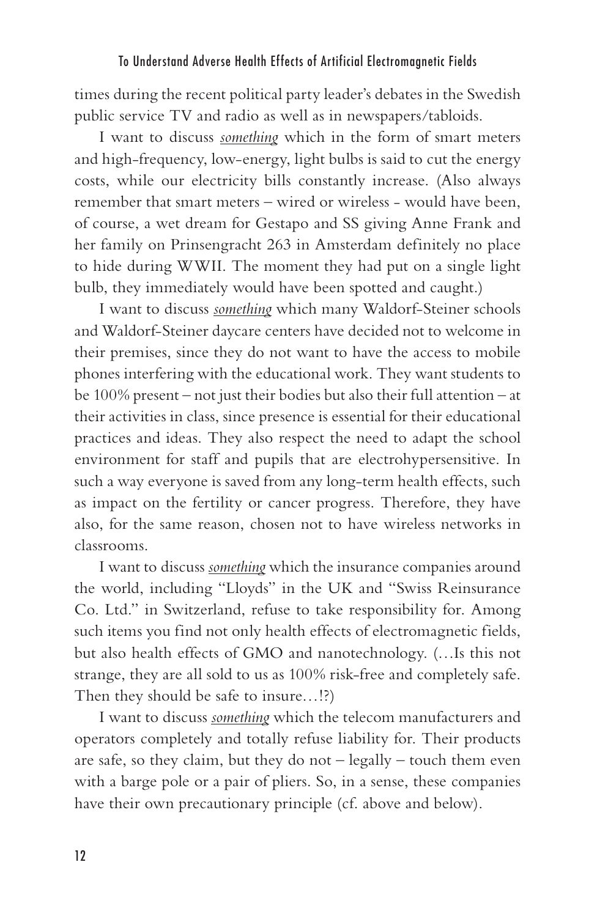times during the recent political party leader's debates in the Swedish public service TV and radio as well as in newspapers/tabloids.

I want to discuss *something* which in the form of smart meters and high-frequency, low-energy, light bulbs is said to cut the energy costs, while our electricity bills constantly increase. (Also always remember that smart meters – wired or wireless - would have been, of course, a wet dream for Gestapo and SS giving Anne Frank and her family on Prinsengracht 263 in Amsterdam definitely no place to hide during WWII. The moment they had put on a single light bulb, they immediately would have been spotted and caught.)

I want to discuss *something* which many Waldorf-Steiner schools and Waldorf-Steiner daycare centers have decided not to welcome in their premises, since they do not want to have the access to mobile phones interfering with the educational work. They want students to be 100% present – not just their bodies but also their full attention – at their activities in class, since presence is essential for their educational practices and ideas. They also respect the need to adapt the school environment for staff and pupils that are electrohypersensitive. In such a way everyone is saved from any long-term health effects, such as impact on the fertility or cancer progress. Therefore, they have also, for the same reason, chosen not to have wireless networks in classrooms.

I want to discuss *something* which the insurance companies around the world, including "Lloyds" in the UK and "Swiss Reinsurance Co. Ltd." in Switzerland, refuse to take responsibility for. Among such items you find not only health effects of electromagnetic fields, but also health effects of GMO and nanotechnology. (…Is this not strange, they are all sold to us as 100% risk-free and completely safe. Then they should be safe to insure…!?)

I want to discuss *something* which the telecom manufacturers and operators completely and totally refuse liability for. Their products are safe, so they claim, but they do not – legally – touch them even with a barge pole or a pair of pliers. So, in a sense, these companies have their own precautionary principle (cf. above and below).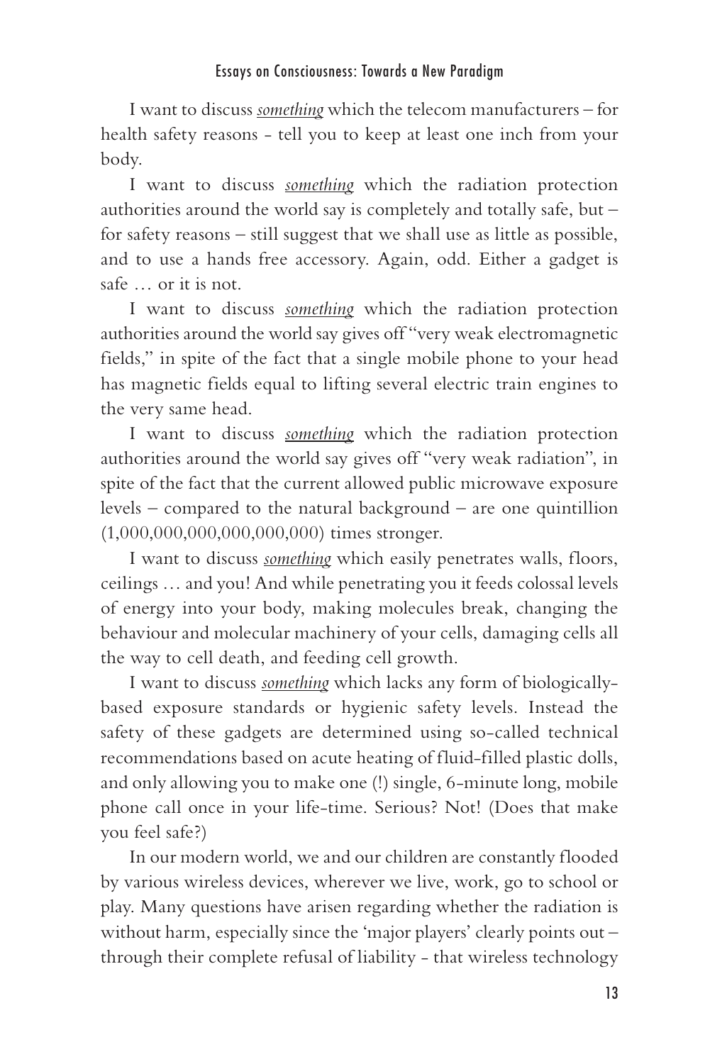I want to discuss *something* which the telecom manufacturers – for health safety reasons - tell you to keep at least one inch from your body.

I want to discuss *something* which the radiation protection authorities around the world say is completely and totally safe, but – for safety reasons – still suggest that we shall use as little as possible, and to use a hands free accessory. Again, odd. Either a gadget is safe … or it is not.

I want to discuss *something* which the radiation protection authorities around the world say gives off "very weak electromagnetic fields," in spite of the fact that a single mobile phone to your head has magnetic fields equal to lifting several electric train engines to the very same head.

I want to discuss *something* which the radiation protection authorities around the world say gives off "very weak radiation", in spite of the fact that the current allowed public microwave exposure levels – compared to the natural background – are one quintillion (1,000,000,000,000,000,000) times stronger.

I want to discuss *something* which easily penetrates walls, floors, ceilings … and you! And while penetrating you it feeds colossal levels of energy into your body, making molecules break, changing the behaviour and molecular machinery of your cells, damaging cells all the way to cell death, and feeding cell growth.

I want to discuss *something* which lacks any form of biologically-based exposure standards or hygienic safety levels. Instead the safety of these gadgets are determined using so-called technical recommendations based on acute heating of fluid-filled plastic dolls, and only allowing you to make one (!) single, 6-minute long, mobile phone call once in your life-time. Serious? Not! (Does that make you feel safe?)

In our modern world, we and our children are constantly flooded by various wireless devices, wherever we live, work, go to school or play. Many questions have arisen regarding whether the radiation is without harm, especially since the 'major players' clearly points out – through their complete refusal of liability - that wireless technology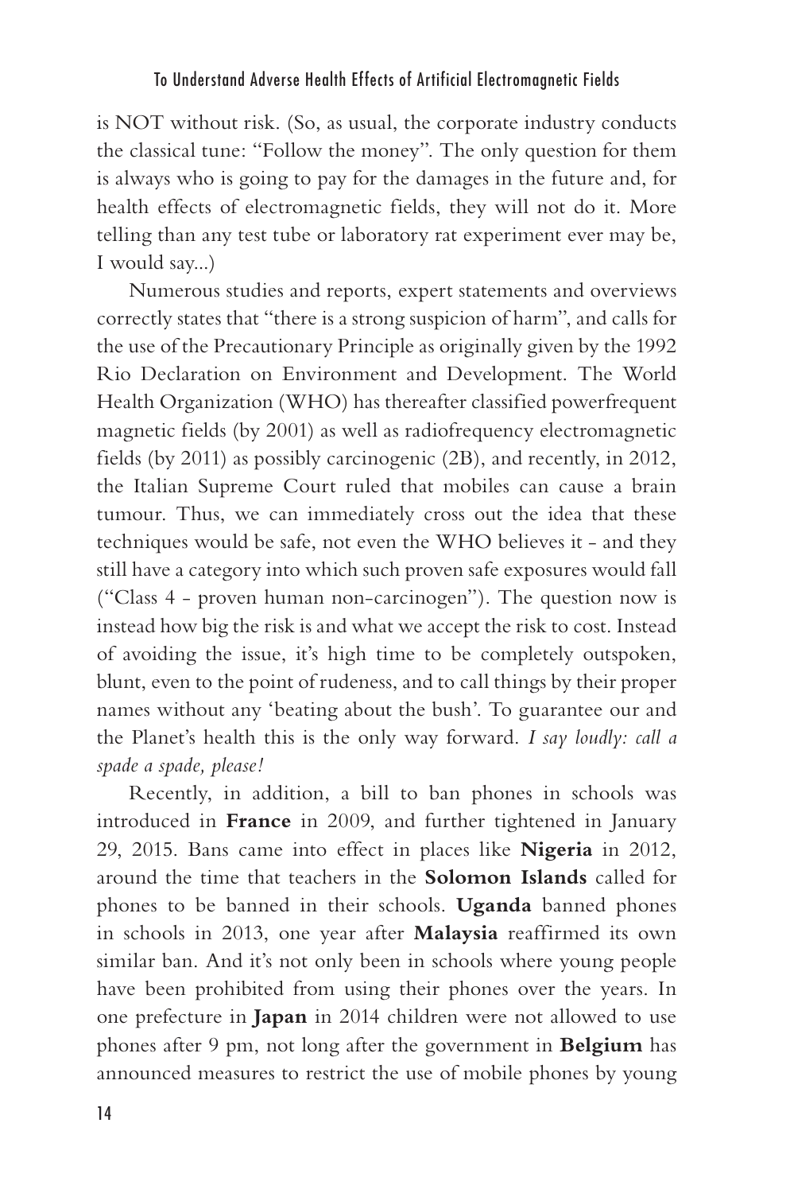is NOT without risk. (So, as usual, the corporate industry conducts the classical tune: "Follow the money". The only question for them is always who is going to pay for the damages in the future and, for health effects of electromagnetic fields, they will not do it. More telling than any test tube or laboratory rat experiment ever may be, I would say...)

Numerous studies and reports, expert statements and overviews correctly states that "there is a strong suspicion of harm", and calls for the use of the Precautionary Principle as originally given by the 1992 Rio Declaration on Environment and Development. The World Health Organization (WHO) has thereafter classified powerfrequent magnetic fields (by 2001) as well as radiofrequency electromagnetic fields (by 2011) as possibly carcinogenic (2B), and recently, in 2012, the Italian Supreme Court ruled that mobiles can cause a brain tumour. Thus, we can immediately cross out the idea that these techniques would be safe, not even the WHO believes it - and they still have a category into which such proven safe exposures would fall ("Class 4 - proven human non-carcinogen"). The question now is instead how big the risk is and what we accept the risk to cost. Instead of avoiding the issue, it's high time to be completely outspoken, blunt, even to the point of rudeness, and to call things by their proper names without any 'beating about the bush'. To guarantee our and the Planet's health this is the only way forward. *I say loudly: call a spade a spade, please!*

Recently, in addition, a bill to ban phones in schools was introduced in **France** in 2009, and further tightened in January 29, 2015. Bans came into effect in places like **Nigeria** in 2012, around the time that teachers in the **Solomon Islands** called for phones to be banned in their schools. **Uganda** banned phones in schools in 2013, one year after **Malaysia** reaffirmed its own similar ban. And it's not only been in schools where young people have been prohibited from using their phones over the years. In one prefecture in **Japan** in 2014 children were not allowed to use phones after 9 pm, not long after the government in **Belgium** has announced measures to restrict the use of mobile phones by young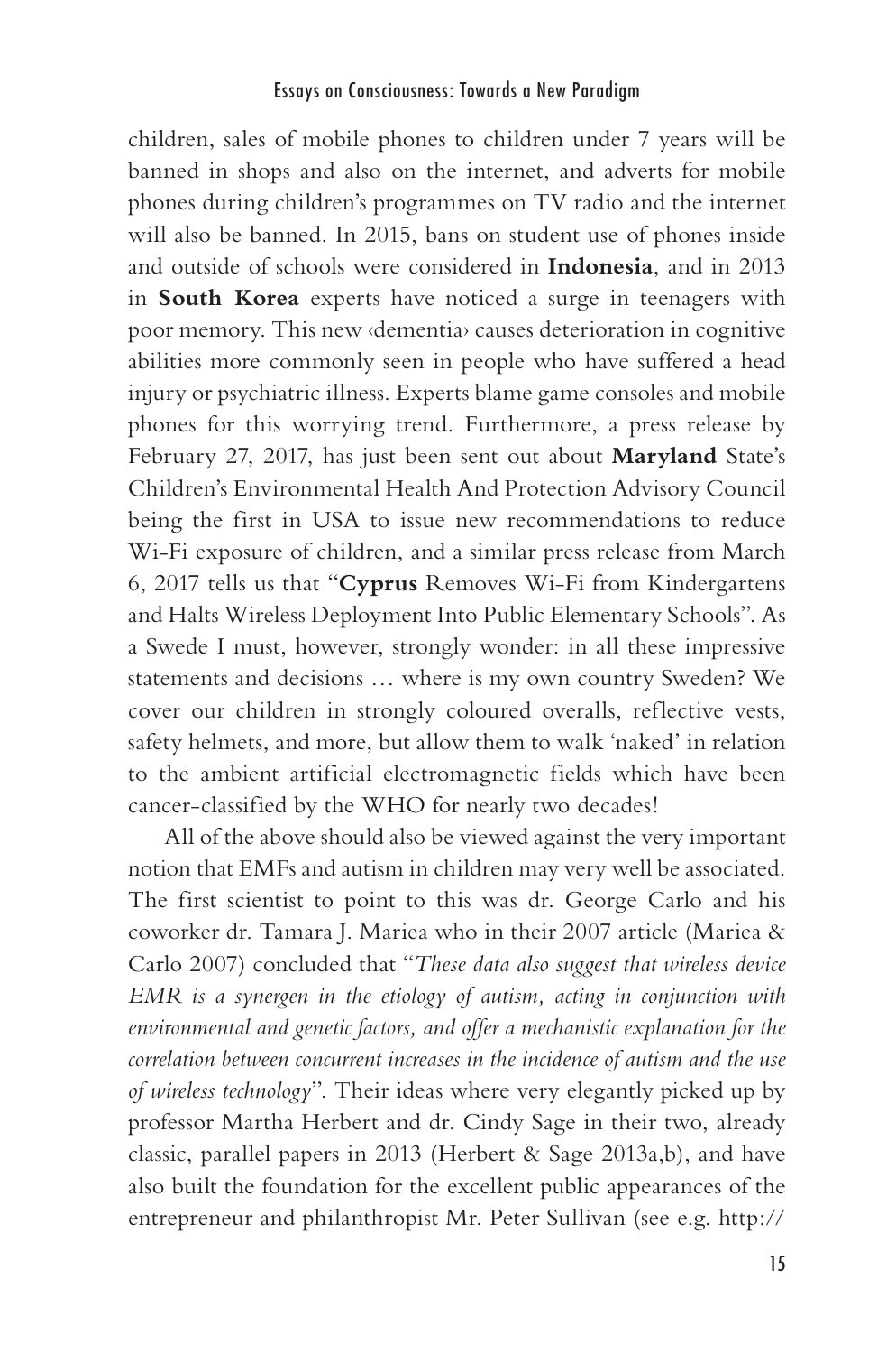children, sales of mobile phones to children under 7 years will be banned in shops and also on the internet, and adverts for mobile phones during children's programmes on TV radio and the internet will also be banned. In 2015, bans on student use of phones inside and outside of schools were considered in **Indonesia**, and in 2013 in **South Korea** experts have noticed a surge in teenagers with poor memory. This new ‹dementia› causes deterioration in cognitive abilities more commonly seen in people who have suffered a head injury or psychiatric illness. Experts blame game consoles and mobile phones for this worrying trend. Furthermore, a press release by February 27, 2017, has just been sent out about **Maryland** State's Children's Environmental Health And Protection Advisory Council being the first in USA to issue new recommendations to reduce Wi-Fi exposure of children, and a similar press release from March 6, 2017 tells us that "**Cyprus** Removes Wi-Fi from Kindergartens and Halts Wireless Deployment Into Public Elementary Schools". As a Swede I must, however, strongly wonder: in all these impressive statements and decisions … where is my own country Sweden? We cover our children in strongly coloured overalls, reflective vests, safety helmets, and more, but allow them to walk 'naked' in relation to the ambient artificial electromagnetic fields which have been cancer-classified by the WHO for nearly two decades!

All of the above should also be viewed against the very important notion that EMFs and autism in children may very well be associated. The first scientist to point to this was dr. George Carlo and his coworker dr. Tamara J. Mariea who in their 2007 article (Mariea & Carlo 2007) concluded that "*These data also suggest that wireless device EMR is a synergen in the etiology of autism, acting in conjunction with environmental and genetic factors, and offer a mechanistic explanation for the correlation between concurrent increases in the incidence of autism and the use of wireless technology*". Their ideas where very elegantly picked up by professor Martha Herbert and dr. Cindy Sage in their two, already classic, parallel papers in 2013 (Herbert & Sage 2013a,b), and have also built the foundation for the excellent public appearances of the entrepreneur and philanthropist Mr. Peter Sullivan (see e.g. http://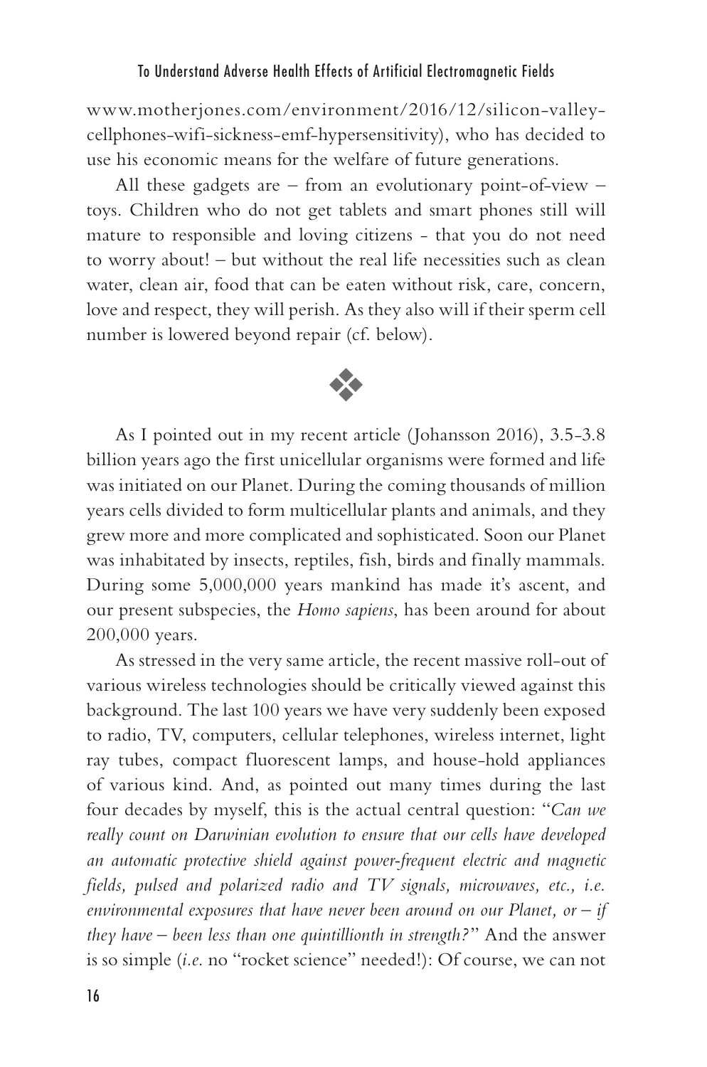www.motherjones.com/environment/2016/12/silicon-valley-cellphones-wifi-sickness-emf-hypersensitivity), who has decided to use his economic means for the welfare of future generations.

All these gadgets are – from an evolutionary point-of-view – toys. Children who do not get tablets and smart phones still will mature to responsible and loving citizens - that you do not need to worry about! – but without the real life necessities such as clean water, clean air, food that can be eaten without risk, care, concern, love and respect, they will perish. As they also will if their sperm cell number is lowered beyond repair (cf. below).

❖

As I pointed out in my recent article (Johansson 2016), 3.5-3.8 billion years ago the first unicellular organisms were formed and life was initiated on our Planet. During the coming thousands of million years cells divided to form multicellular plants and animals, and they grew more and more complicated and sophisticated. Soon our Planet was inhabitated by insects, reptiles, fish, birds and finally mammals. During some 5,000,000 years mankind has made it's ascent, and our present subspecies, the *Homo sapiens*, has been around for about 200,000 years.

As stressed in the very same article, the recent massive roll-out of various wireless technologies should be critically viewed against this background. The last 100 years we have very suddenly been exposed to radio, TV, computers, cellular telephones, wireless internet, light ray tubes, compact fluorescent lamps, and house-hold appliances of various kind. And, as pointed out many times during the last four decades by myself, this is the actual central question: "*Can we really count on Darwinian evolution to ensure that our cells have developed an automatic protective shield against power-frequent electric and magnetic fields, pulsed and polarized radio and TV signals, microwaves, etc., i.e. environmental exposures that have never been around on our Planet, or – if they have – been less than one quintillionth in strength?*" And the answer is so simple (*i.e.* no "rocket science" needed!): Of course, we can not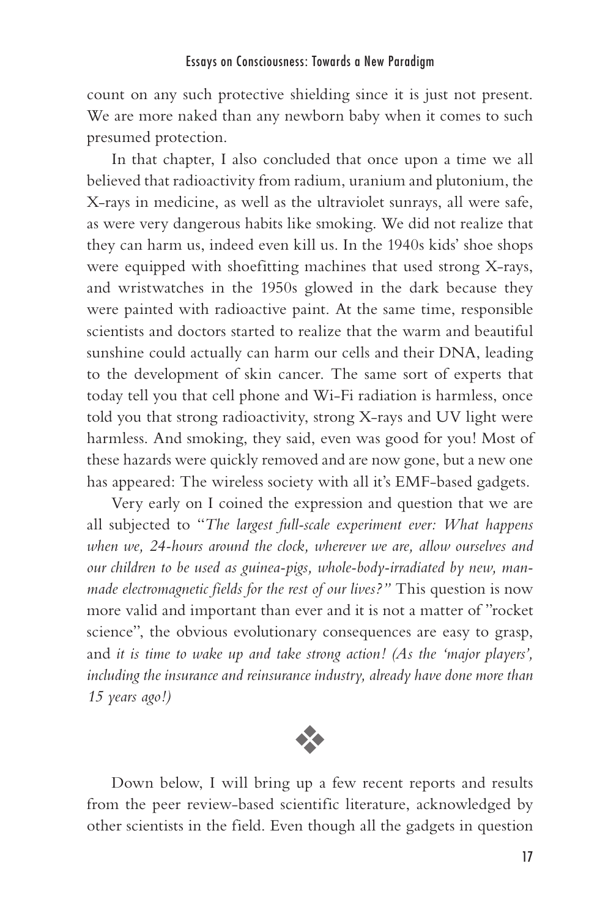count on any such protective shielding since it is just not present. We are more naked than any newborn baby when it comes to such presumed protection.

In that chapter, I also concluded that once upon a time we all believed that radioactivity from radium, uranium and plutonium, the X-rays in medicine, as well as the ultraviolet sunrays, all were safe, as were very dangerous habits like smoking. We did not realize that they can harm us, indeed even kill us. In the 1940s kids' shoe shops were equipped with shoefitting machines that used strong X-rays, and wristwatches in the 1950s glowed in the dark because they were painted with radioactive paint. At the same time, responsible scientists and doctors started to realize that the warm and beautiful sunshine could actually can harm our cells and their DNA, leading to the development of skin cancer. The same sort of experts that today tell you that cell phone and Wi-Fi radiation is harmless, once told you that strong radioactivity, strong X-rays and UV light were harmless. And smoking, they said, even was good for you! Most of these hazards were quickly removed and are now gone, but a new one has appeared: The wireless society with all it's EMF-based gadgets.

Very early on I coined the expression and question that we are all subjected to "*The largest full-scale experiment ever: What happens when we, 24-hours around the clock, wherever we are, allow ourselves and our children to be used as guinea-pigs, whole-body-irradiated by new, man-made electromagnetic fields for the rest of our lives?"* This question is now more valid and important than ever and it is not a matter of "rocket science", the obvious evolutionary consequences are easy to grasp, and *it is time to wake up and take strong action! (As the 'major players', including the insurance and reinsurance industry, already have done more than 15 years ago!)*

❖

Down below, I will bring up a few recent reports and results from the peer review-based scientific literature, acknowledged by other scientists in the field. Even though all the gadgets in question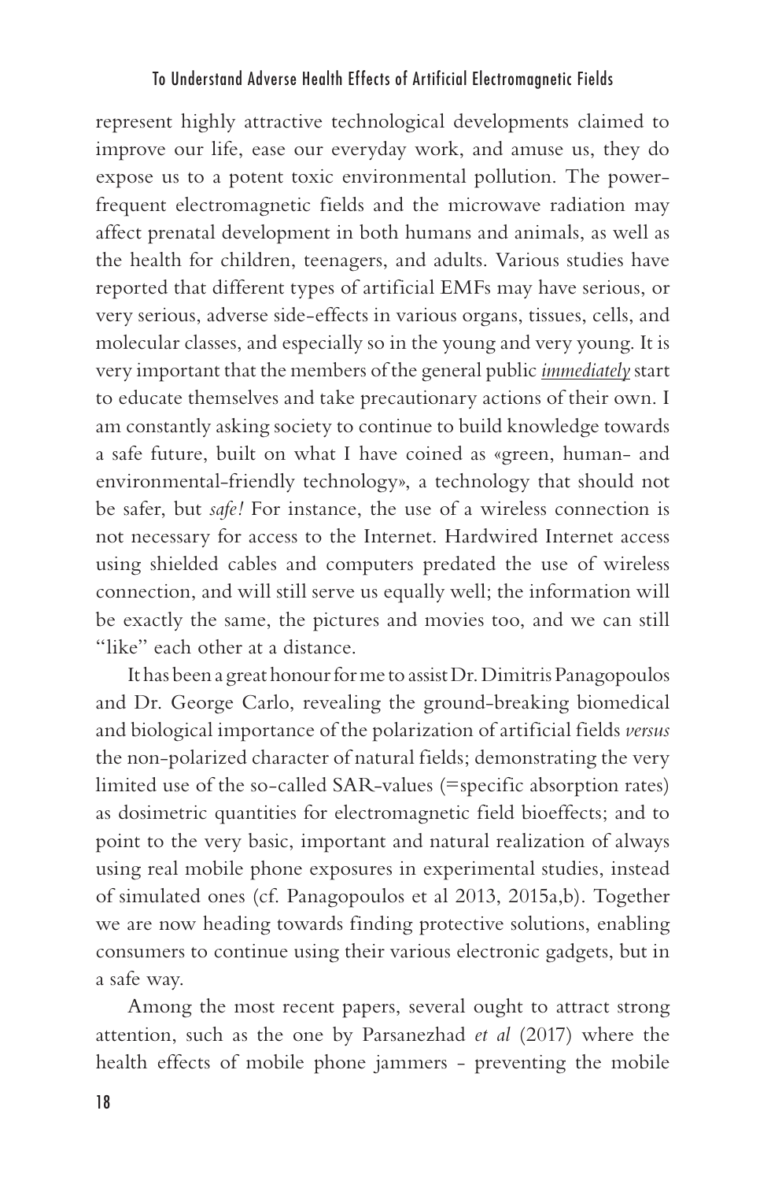represent highly attractive technological developments claimed to improve our life, ease our everyday work, and amuse us, they do expose us to a potent toxic environmental pollution. The power-frequent electromagnetic fields and the microwave radiation may affect prenatal development in both humans and animals, as well as the health for children, teenagers, and adults. Various studies have reported that different types of artificial EMFs may have serious, or very serious, adverse side-effects in various organs, tissues, cells, and molecular classes, and especially so in the young and very young. It is very important that the members of the general public ***immediately*** start to educate themselves and take precautionary actions of their own. I am constantly asking society to continue to build knowledge towards a safe future, built on what I have coined as «green, human- and environmental-friendly technology», a technology that should not be safer, but *safe!* For instance, the use of a wireless connection is not necessary for access to the Internet. Hardwired Internet access using shielded cables and computers predated the use of wireless connection, and will still serve us equally well; the information will be exactly the same, the pictures and movies too, and we can still "like" each other at a distance.

It has been a great honour for me to assist Dr. Dimitris Panagopoulos and Dr. George Carlo, revealing the ground-breaking biomedical and biological importance of the polarization of artificial fields *versus* the non-polarized character of natural fields; demonstrating the very limited use of the so-called SAR-values (=specific absorption rates) as dosimetric quantities for electromagnetic field bioeffects; and to point to the very basic, important and natural realization of always using real mobile phone exposures in experimental studies, instead of simulated ones (cf. Panagopoulos et al 2013, 2015a,b). Together we are now heading towards finding protective solutions, enabling consumers to continue using their various electronic gadgets, but in a safe way.

Among the most recent papers, several ought to attract strong attention, such as the one by Parsanezhad *et al* (2017) where the health effects of mobile phone jammers - preventing the mobile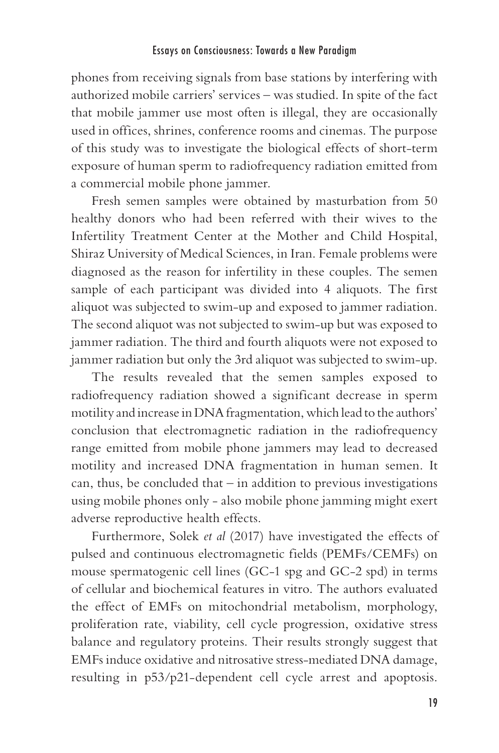phones from receiving signals from base stations by interfering with authorized mobile carriers' services – was studied. In spite of the fact that mobile jammer use most often is illegal, they are occasionally used in offices, shrines, conference rooms and cinemas. The purpose of this study was to investigate the biological effects of short-term exposure of human sperm to radiofrequency radiation emitted from a commercial mobile phone jammer.

Fresh semen samples were obtained by masturbation from 50 healthy donors who had been referred with their wives to the Infertility Treatment Center at the Mother and Child Hospital, Shiraz University of Medical Sciences, in Iran. Female problems were diagnosed as the reason for infertility in these couples. The semen sample of each participant was divided into 4 aliquots. The first aliquot was subjected to swim-up and exposed to jammer radiation. The second aliquot was not subjected to swim-up but was exposed to jammer radiation. The third and fourth aliquots were not exposed to jammer radiation but only the 3rd aliquot was subjected to swim-up.

The results revealed that the semen samples exposed to radiofrequency radiation showed a significant decrease in sperm motility and increase in DNA fragmentation, which lead to the authors' conclusion that electromagnetic radiation in the radiofrequency range emitted from mobile phone jammers may lead to decreased motility and increased DNA fragmentation in human semen. It can, thus, be concluded that – in addition to previous investigations using mobile phones only - also mobile phone jamming might exert adverse reproductive health effects.

Furthermore, Solek *et al* (2017) have investigated the effects of pulsed and continuous electromagnetic fields (PEMFs/CEMFs) on mouse spermatogenic cell lines (GC-1 spg and GC-2 spd) in terms of cellular and biochemical features in vitro. The authors evaluated the effect of EMFs on mitochondrial metabolism, morphology, proliferation rate, viability, cell cycle progression, oxidative stress balance and regulatory proteins. Their results strongly suggest that EMFs induce oxidative and nitrosative stress-mediated DNA damage, resulting in p53/p21-dependent cell cycle arrest and apoptosis.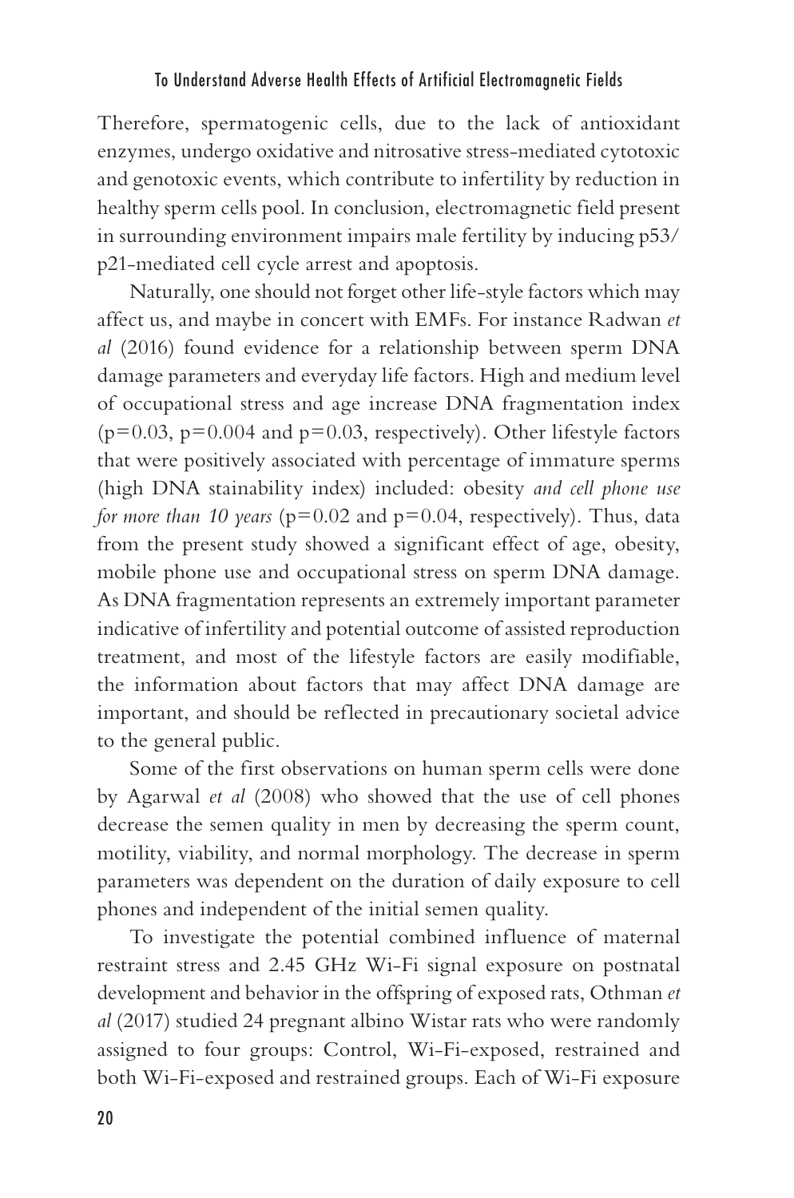Therefore, spermatogenic cells, due to the lack of antioxidant enzymes, undergo oxidative and nitrosative stress-mediated cytotoxic and genotoxic events, which contribute to infertility by reduction in healthy sperm cells pool. In conclusion, electromagnetic field present in surrounding environment impairs male fertility by inducing p53/p21-mediated cell cycle arrest and apoptosis.

Naturally, one should not forget other life-style factors which may affect us, and maybe in concert with EMFs. For instance Radwan *et al* (2016) found evidence for a relationship between sperm DNA damage parameters and everyday life factors. High and medium level of occupational stress and age increase DNA fragmentation index ($p=0.03$, $p=0.004$ and $p=0.03$, respectively). Other lifestyle factors that were positively associated with percentage of immature sperms (high DNA stainability index) included: obesity *and cell phone use for more than 10 years* ($p=0.02$ and $p=0.04$, respectively). Thus, data from the present study showed a significant effect of age, obesity, mobile phone use and occupational stress on sperm DNA damage. As DNA fragmentation represents an extremely important parameter indicative of infertility and potential outcome of assisted reproduction treatment, and most of the lifestyle factors are easily modifiable, the information about factors that may affect DNA damage are important, and should be reflected in precautionary societal advice to the general public.

Some of the first observations on human sperm cells were done by Agarwal *et al* (2008) who showed that the use of cell phones decrease the semen quality in men by decreasing the sperm count, motility, viability, and normal morphology. The decrease in sperm parameters was dependent on the duration of daily exposure to cell phones and independent of the initial semen quality.

To investigate the potential combined influence of maternal restraint stress and 2.45 GHz Wi-Fi signal exposure on postnatal development and behavior in the offspring of exposed rats, Othman *et al* (2017) studied 24 pregnant albino Wistar rats who were randomly assigned to four groups: Control, Wi-Fi-exposed, restrained and both Wi-Fi-exposed and restrained groups. Each of Wi-Fi exposure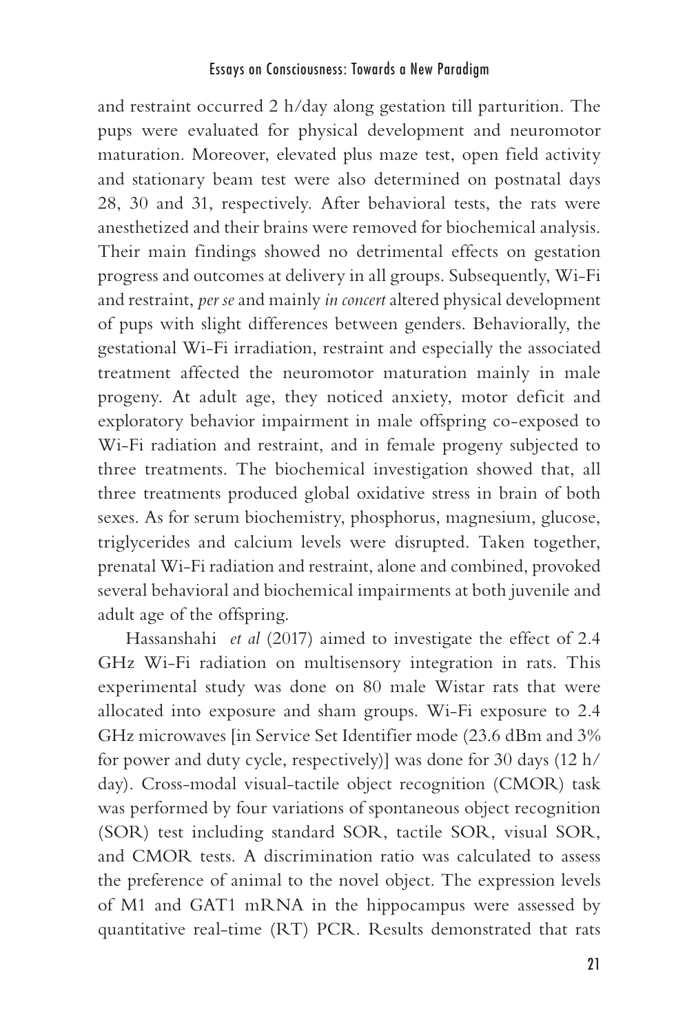and restraint occurred 2 h/day along gestation till parturition. The pups were evaluated for physical development and neuromotor maturation. Moreover, elevated plus maze test, open field activity and stationary beam test were also determined on postnatal days 28, 30 and 31, respectively. After behavioral tests, the rats were anesthetized and their brains were removed for biochemical analysis. Their main findings showed no detrimental effects on gestation progress and outcomes at delivery in all groups. Subsequently, Wi-Fi and restraint, *per se* and mainly *in concert* altered physical development of pups with slight differences between genders. Behaviorally, the gestational Wi-Fi irradiation, restraint and especially the associated treatment affected the neuromotor maturation mainly in male progeny. At adult age, they noticed anxiety, motor deficit and exploratory behavior impairment in male offspring co-exposed to Wi-Fi radiation and restraint, and in female progeny subjected to three treatments. The biochemical investigation showed that, all three treatments produced global oxidative stress in brain of both sexes. As for serum biochemistry, phosphorus, magnesium, glucose, triglycerides and calcium levels were disrupted. Taken together, prenatal Wi-Fi radiation and restraint, alone and combined, provoked several behavioral and biochemical impairments at both juvenile and adult age of the offspring.

Hassanshahi *et al* (2017) aimed to investigate the effect of 2.4 GHz Wi-Fi radiation on multisensory integration in rats. This experimental study was done on 80 male Wistar rats that were allocated into exposure and sham groups. Wi-Fi exposure to 2.4 GHz microwaves [in Service Set Identifier mode (23.6 dBm and 3% for power and duty cycle, respectively)] was done for 30 days (12 h/day). Cross-modal visual-tactile object recognition (CMOR) task was performed by four variations of spontaneous object recognition (SOR) test including standard SOR, tactile SOR, visual SOR, and CMOR tests. A discrimination ratio was calculated to assess the preference of animal to the novel object. The expression levels of M1 and GAT1 mRNA in the hippocampus were assessed by quantitative real-time (RT) PCR. Results demonstrated that rats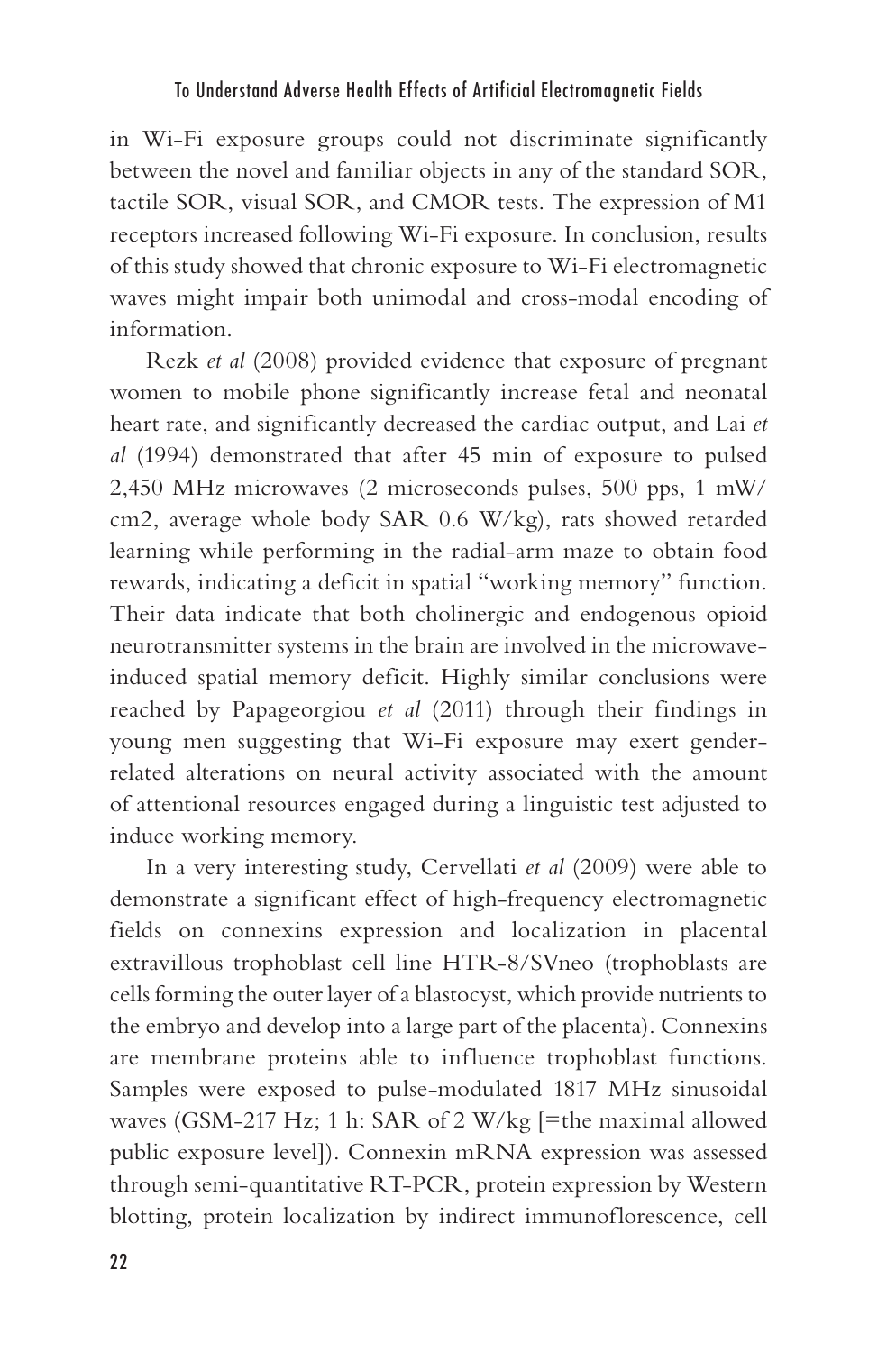in Wi-Fi exposure groups could not discriminate significantly between the novel and familiar objects in any of the standard SOR, tactile SOR, visual SOR, and CMOR tests. The expression of M1 receptors increased following Wi-Fi exposure. In conclusion, results of this study showed that chronic exposure to Wi-Fi electromagnetic waves might impair both unimodal and cross-modal encoding of information.

Rezk *et al* (2008) provided evidence that exposure of pregnant women to mobile phone significantly increase fetal and neonatal heart rate, and significantly decreased the cardiac output, and Lai *et al* (1994) demonstrated that after 45 min of exposure to pulsed 2,450 MHz microwaves (2 microseconds pulses, 500 pps, 1 mW/cm2, average whole body SAR 0.6 W/kg), rats showed retarded learning while performing in the radial-arm maze to obtain food rewards, indicating a deficit in spatial "working memory" function. Their data indicate that both cholinergic and endogenous opioid neurotransmitter systems in the brain are involved in the microwave-induced spatial memory deficit. Highly similar conclusions were reached by Papageorgiou *et al* (2011) through their findings in young men suggesting that Wi-Fi exposure may exert gender-related alterations on neural activity associated with the amount of attentional resources engaged during a linguistic test adjusted to induce working memory.

In a very interesting study, Cervellati *et al* (2009) were able to demonstrate a significant effect of high-frequency electromagnetic fields on connexins expression and localization in placental extravillous trophoblast cell line HTR-8/SVneo (trophoblasts are cells forming the outer layer of a blastocyst, which provide nutrients to the embryo and develop into a large part of the placenta). Connexins are membrane proteins able to influence trophoblast functions. Samples were exposed to pulse-modulated 1817 MHz sinusoidal waves (GSM-217 Hz; 1 h: SAR of 2 W/kg [=the maximal allowed public exposure level]). Connexin mRNA expression was assessed through semi-quantitative RT-PCR, protein expression by Western blotting, protein localization by indirect immunoflorescence, cell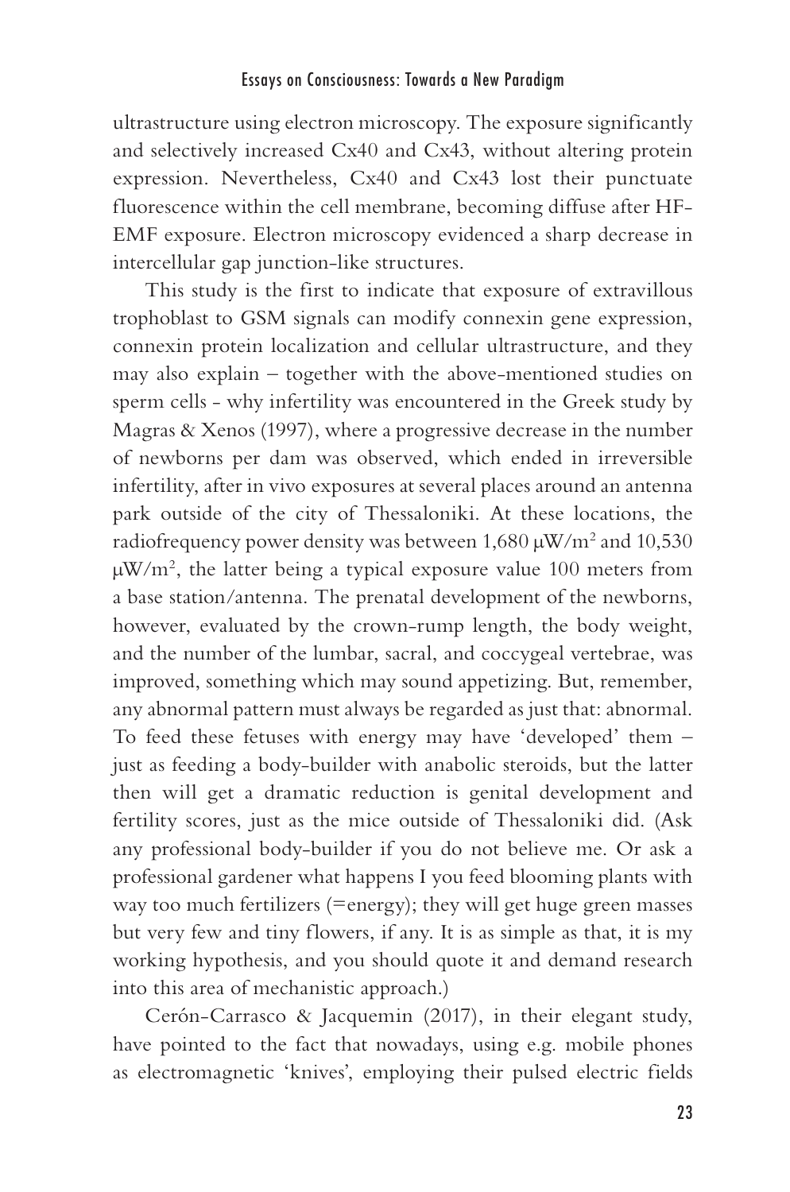ultrastructure using electron microscopy. The exposure significantly and selectively increased Cx40 and Cx43, without altering protein expression. Nevertheless, Cx40 and Cx43 lost their punctuate fluorescence within the cell membrane, becoming diffuse after HF-EMF exposure. Electron microscopy evidenced a sharp decrease in intercellular gap junction-like structures.

This study is the first to indicate that exposure of extravillous trophoblast to GSM signals can modify connexin gene expression, connexin protein localization and cellular ultrastructure, and they may also explain – together with the above-mentioned studies on sperm cells - why infertility was encountered in the Greek study by Magras & Xenos (1997), where a progressive decrease in the number of newborns per dam was observed, which ended in irreversible infertility, after in vivo exposures at several places around an antenna park outside of the city of Thessaloniki. At these locations, the radiofrequency power density was between 1,680 $\mu W/m^2$ and 10,530 $\mu W/m^2$, the latter being a typical exposure value 100 meters from a base station/antenna. The prenatal development of the newborns, however, evaluated by the crown-rump length, the body weight, and the number of the lumbar, sacral, and coccygeal vertebrae, was improved, something which may sound appetizing. But, remember, any abnormal pattern must always be regarded as just that: abnormal. To feed these fetuses with energy may have 'developed' them – just as feeding a body-builder with anabolic steroids, but the latter then will get a dramatic reduction is genital development and fertility scores, just as the mice outside of Thessaloniki did. (Ask any professional body-builder if you do not believe me. Or ask a professional gardener what happens I you feed blooming plants with way too much fertilizers (=energy); they will get huge green masses but very few and tiny flowers, if any. It is as simple as that, it is my working hypothesis, and you should quote it and demand research into this area of mechanistic approach.)

Cerón-Carrasco & Jacquemin (2017), in their elegant study, have pointed to the fact that nowadays, using e.g. mobile phones as electromagnetic 'knives', employing their pulsed electric fields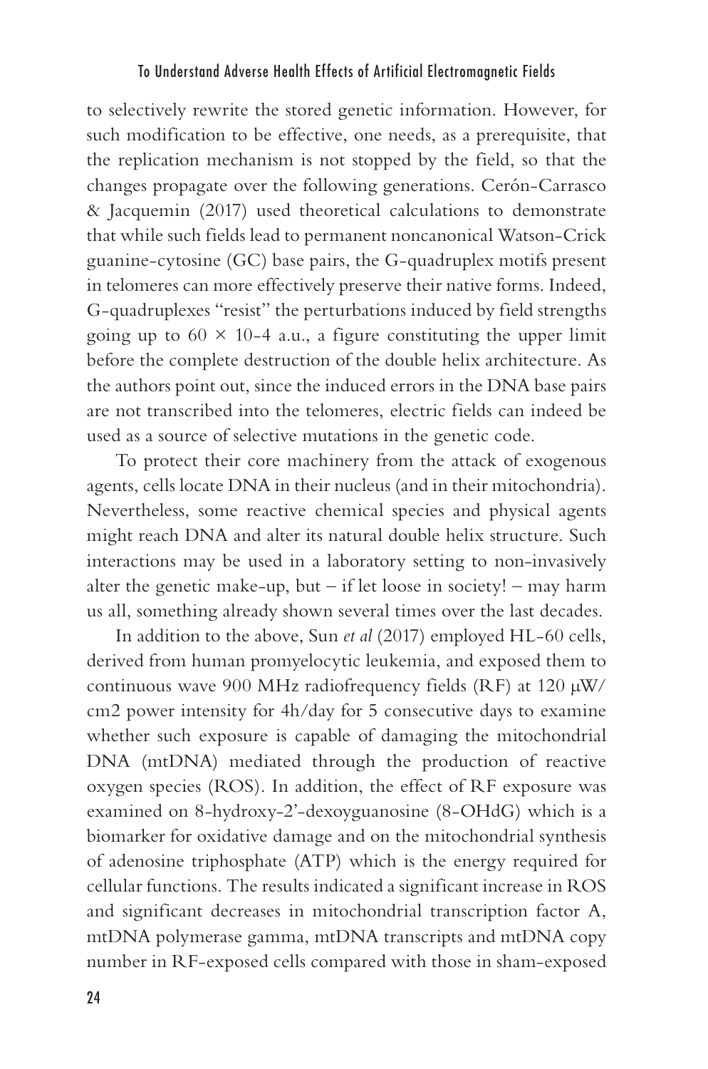to selectively rewrite the stored genetic information. However, for such modification to be effective, one needs, as a prerequisite, that the replication mechanism is not stopped by the field, so that the changes propagate over the following generations. Cerón-Carrasco & Jacquemin (2017) used theoretical calculations to demonstrate that while such fields lead to permanent noncanonical Watson-Crick guanine-cytosine (GC) base pairs, the G-quadruplex motifs present in telomeres can more effectively preserve their native forms. Indeed, G-quadruplexes "resist" the perturbations induced by field strengths going up to $60 \times 10\text{-}4$ a.u., a figure constituting the upper limit before the complete destruction of the double helix architecture. As the authors point out, since the induced errors in the DNA base pairs are not transcribed into the telomeres, electric fields can indeed be used as a source of selective mutations in the genetic code.

To protect their core machinery from the attack of exogenous agents, cells locate DNA in their nucleus (and in their mitochondria). Nevertheless, some reactive chemical species and physical agents might reach DNA and alter its natural double helix structure. Such interactions may be used in a laboratory setting to non-invasively alter the genetic make-up, but – if let loose in society! – may harm us all, something already shown several times over the last decades.

In addition to the above, Sun *et al* (2017) employed HL-60 cells, derived from human promyelocytic leukemia, and exposed them to continuous wave 900 MHz radiofrequency fields (RF) at 120 μW/cm2 power intensity for 4h/day for 5 consecutive days to examine whether such exposure is capable of damaging the mitochondrial DNA (mtDNA) mediated through the production of reactive oxygen species (ROS). In addition, the effect of RF exposure was examined on 8-hydroxy-2'-dexoyguanosine (8-OHdG) which is a biomarker for oxidative damage and on the mitochondrial synthesis of adenosine triphosphate (ATP) which is the energy required for cellular functions. The results indicated a significant increase in ROS and significant decreases in mitochondrial transcription factor A, mtDNA polymerase gamma, mtDNA transcripts and mtDNA copy number in RF-exposed cells compared with those in sham-exposed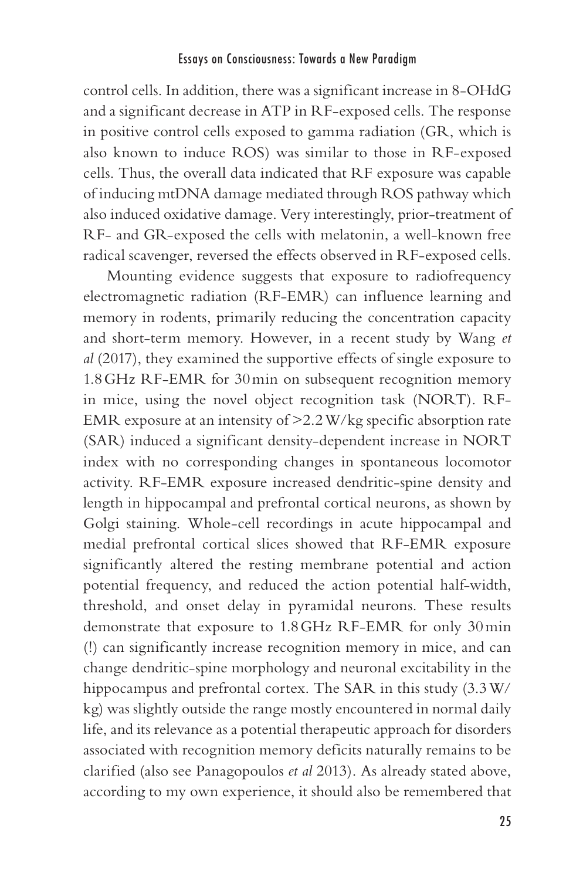control cells. In addition, there was a significant increase in 8-OHdG and a significant decrease in ATP in RF-exposed cells. The response in positive control cells exposed to gamma radiation (GR, which is also known to induce ROS) was similar to those in RF-exposed cells. Thus, the overall data indicated that RF exposure was capable of inducing mtDNA damage mediated through ROS pathway which also induced oxidative damage. Very interestingly, prior-treatment of RF- and GR-exposed the cells with melatonin, a well-known free radical scavenger, reversed the effects observed in RF-exposed cells.

Mounting evidence suggests that exposure to radiofrequency electromagnetic radiation (RF-EMR) can influence learning and memory in rodents, primarily reducing the concentration capacity and short-term memory. However, in a recent study by Wang *et al* (2017), they examined the supportive effects of single exposure to 1.8 GHz RF-EMR for 30 min on subsequent recognition memory in mice, using the novel object recognition task (NORT). RF-EMR exposure at an intensity of >2.2 W/kg specific absorption rate (SAR) induced a significant density-dependent increase in NORT index with no corresponding changes in spontaneous locomotor activity. RF-EMR exposure increased dendritic-spine density and length in hippocampal and prefrontal cortical neurons, as shown by Golgi staining. Whole-cell recordings in acute hippocampal and medial prefrontal cortical slices showed that RF-EMR exposure significantly altered the resting membrane potential and action potential frequency, and reduced the action potential half-width, threshold, and onset delay in pyramidal neurons. These results demonstrate that exposure to 1.8 GHz RF-EMR for only 30 min (!) can significantly increase recognition memory in mice, and can change dendritic-spine morphology and neuronal excitability in the hippocampus and prefrontal cortex. The SAR in this study (3.3 W/kg) was slightly outside the range mostly encountered in normal daily life, and its relevance as a potential therapeutic approach for disorders associated with recognition memory deficits naturally remains to be clarified (also see Panagopoulos *et al* 2013). As already stated above, according to my own experience, it should also be remembered that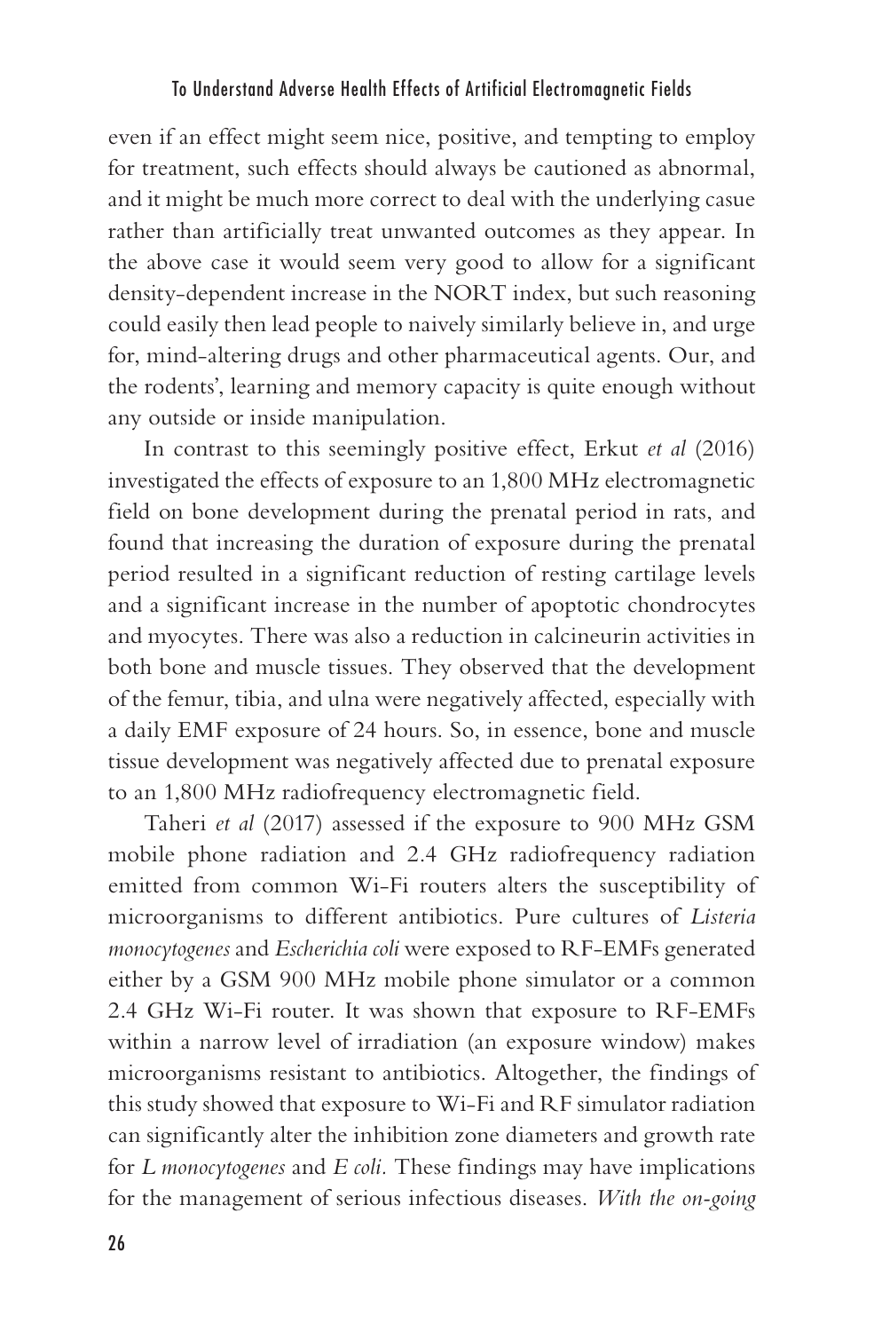even if an effect might seem nice, positive, and tempting to employ for treatment, such effects should always be cautioned as abnormal, and it might be much more correct to deal with the underlying casue rather than artificially treat unwanted outcomes as they appear. In the above case it would seem very good to allow for a significant density-dependent increase in the NORT index, but such reasoning could easily then lead people to naively similarly believe in, and urge for, mind-altering drugs and other pharmaceutical agents. Our, and the rodents', learning and memory capacity is quite enough without any outside or inside manipulation.

In contrast to this seemingly positive effect, Erkut *et al* (2016) investigated the effects of exposure to an 1,800 MHz electromagnetic field on bone development during the prenatal period in rats, and found that increasing the duration of exposure during the prenatal period resulted in a significant reduction of resting cartilage levels and a significant increase in the number of apoptotic chondrocytes and myocytes. There was also a reduction in calcineurin activities in both bone and muscle tissues. They observed that the development of the femur, tibia, and ulna were negatively affected, especially with a daily EMF exposure of 24 hours. So, in essence, bone and muscle tissue development was negatively affected due to prenatal exposure to an 1,800 MHz radiofrequency electromagnetic field.

Taheri *et al* (2017) assessed if the exposure to 900 MHz GSM mobile phone radiation and 2.4 GHz radiofrequency radiation emitted from common Wi-Fi routers alters the susceptibility of microorganisms to different antibiotics. Pure cultures of *Listeria monocytogenes* and *Escherichia coli* were exposed to RF-EMFs generated either by a GSM 900 MHz mobile phone simulator or a common 2.4 GHz Wi-Fi router. It was shown that exposure to RF-EMFs within a narrow level of irradiation (an exposure window) makes microorganisms resistant to antibiotics. Altogether, the findings of this study showed that exposure to Wi-Fi and RF simulator radiation can significantly alter the inhibition zone diameters and growth rate for *L monocytogenes* and *E coli*. These findings may have implications for the management of serious infectious diseases. *With the on-going*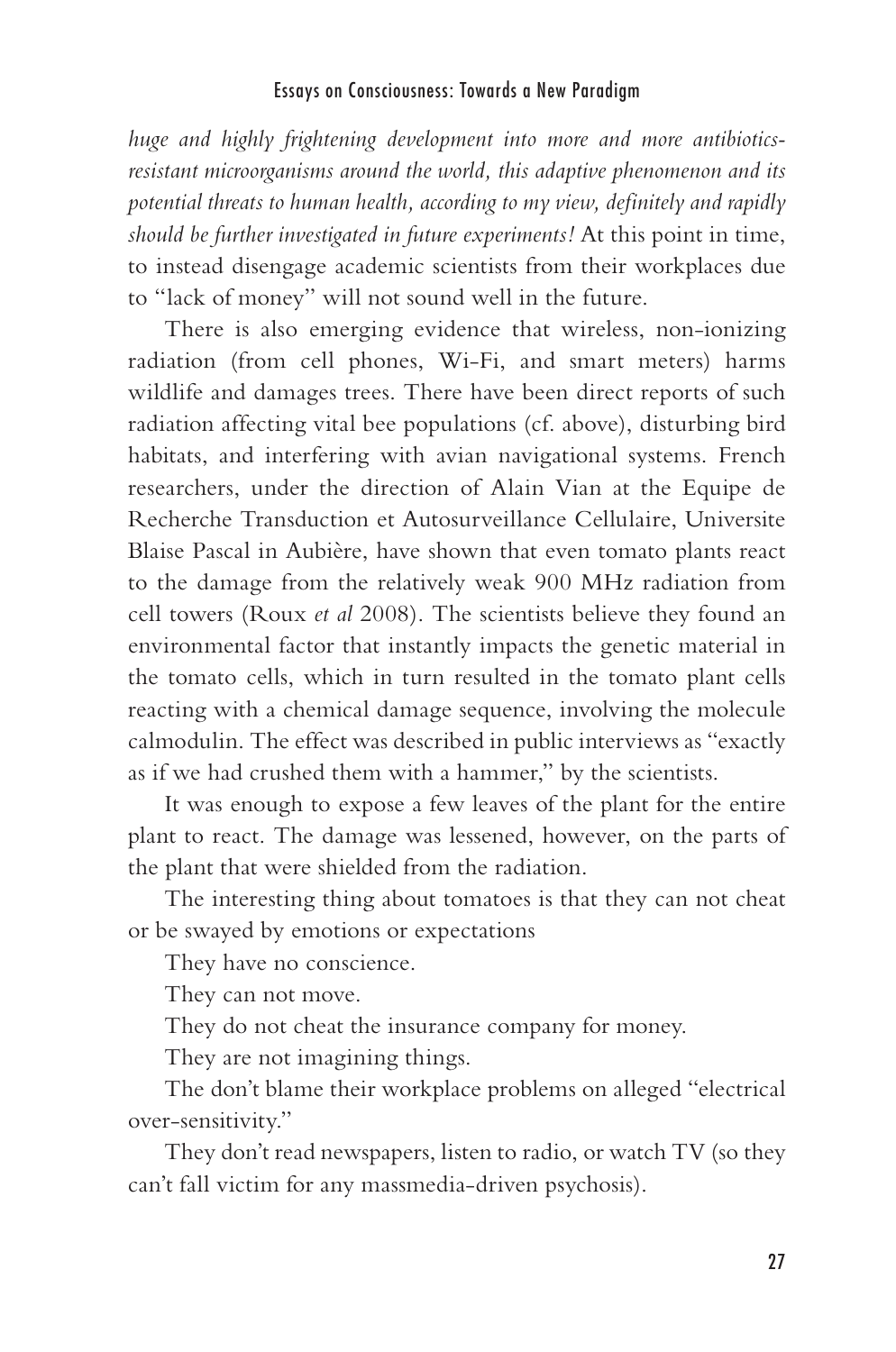*huge and highly frightening development into more and more antibiotics-resistant microorganisms around the world, this adaptive phenomenon and its potential threats to human health, according to my view, definitely and rapidly should be further investigated in future experiments!* At this point in time, to instead disengage academic scientists from their workplaces due to "lack of money" will not sound well in the future.

There is also emerging evidence that wireless, non-ionizing radiation (from cell phones, Wi-Fi, and smart meters) harms wildlife and damages trees. There have been direct reports of such radiation affecting vital bee populations (cf. above), disturbing bird habitats, and interfering with avian navigational systems. French researchers, under the direction of Alain Vian at the Equipe de Recherche Transduction et Autosurveillance Cellulaire, Universite Blaise Pascal in Aubière, have shown that even tomato plants react to the damage from the relatively weak 900 MHz radiation from cell towers (Roux *et al* 2008). The scientists believe they found an environmental factor that instantly impacts the genetic material in the tomato cells, which in turn resulted in the tomato plant cells reacting with a chemical damage sequence, involving the molecule calmodulin. The effect was described in public interviews as "exactly as if we had crushed them with a hammer," by the scientists.

It was enough to expose a few leaves of the plant for the entire plant to react. The damage was lessened, however, on the parts of the plant that were shielded from the radiation.

The interesting thing about tomatoes is that they can not cheat or be swayed by emotions or expectations

They have no conscience.

They can not move.

They do not cheat the insurance company for money.

They are not imagining things.

The don't blame their workplace problems on alleged "electrical over-sensitivity."

They don't read newspapers, listen to radio, or watch TV (so they can't fall victim for any massmedia-driven psychosis).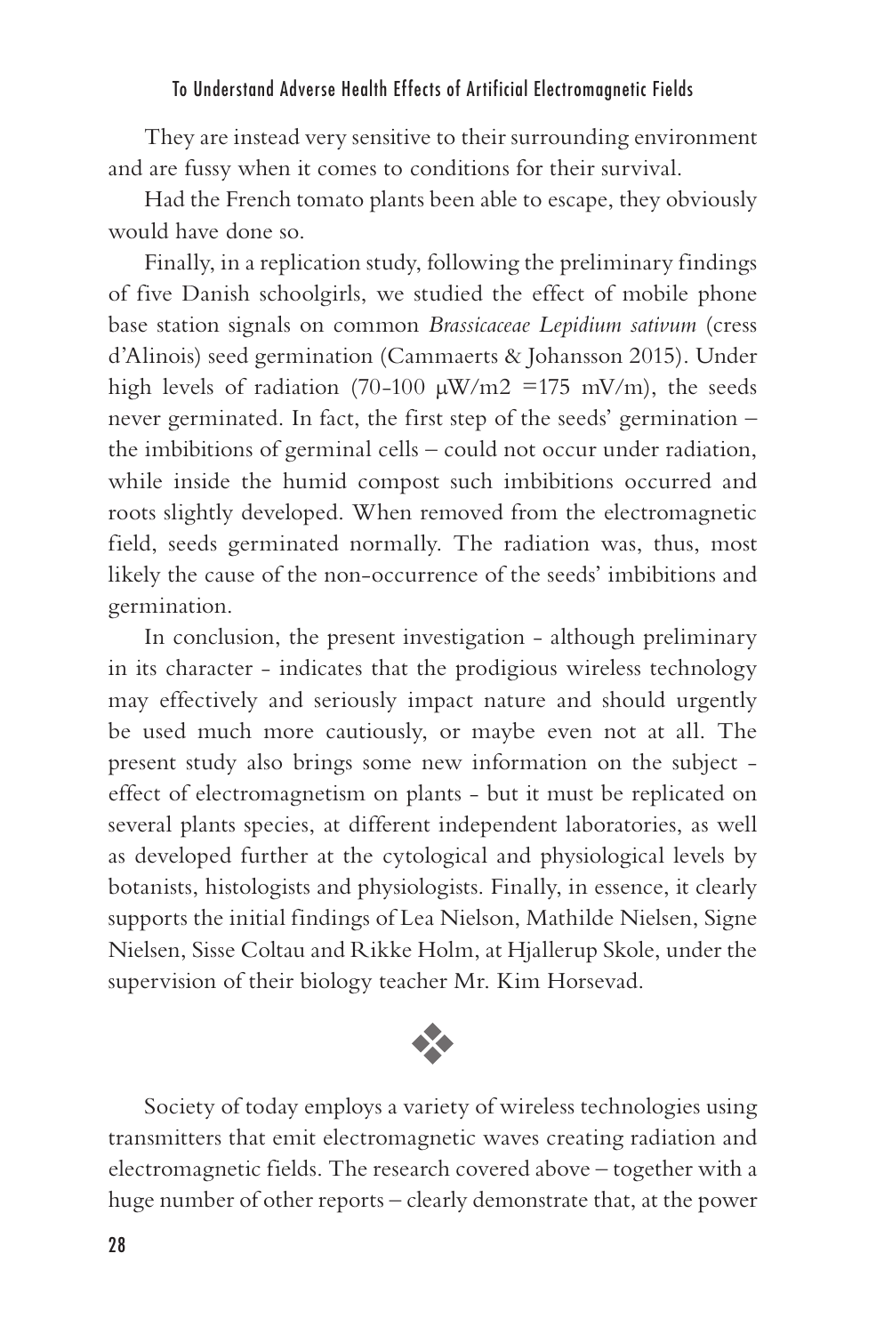They are instead very sensitive to their surrounding environment and are fussy when it comes to conditions for their survival.

Had the French tomato plants been able to escape, they obviously would have done so.

Finally, in a replication study, following the preliminary findings of five Danish schoolgirls, we studied the effect of mobile phone base station signals on common *Brassicaceae Lepidium sativum* (cress d'Alinois) seed germination (Cammaerts & Johansson 2015). Under high levels of radiation (70-100 μW/m2 =175 mV/m), the seeds never germinated. In fact, the first step of the seeds' germination – the imbibitions of germinal cells – could not occur under radiation, while inside the humid compost such imbibitions occurred and roots slightly developed. When removed from the electromagnetic field, seeds germinated normally. The radiation was, thus, most likely the cause of the non-occurrence of the seeds' imbibitions and germination.

In conclusion, the present investigation - although preliminary in its character - indicates that the prodigious wireless technology may effectively and seriously impact nature and should urgently be used much more cautiously, or maybe even not at all. The present study also brings some new information on the subject - effect of electromagnetism on plants - but it must be replicated on several plants species, at different independent laboratories, as well as developed further at the cytological and physiological levels by botanists, histologists and physiologists. Finally, in essence, it clearly supports the initial findings of Lea Nielson, Mathilde Nielsen, Signe Nielsen, Sisse Coltau and Rikke Holm, at Hjallerup Skole, under the supervision of their biology teacher Mr. Kim Horsevad.

❖

Society of today employs a variety of wireless technologies using transmitters that emit electromagnetic waves creating radiation and electromagnetic fields. The research covered above – together with a huge number of other reports – clearly demonstrate that, at the power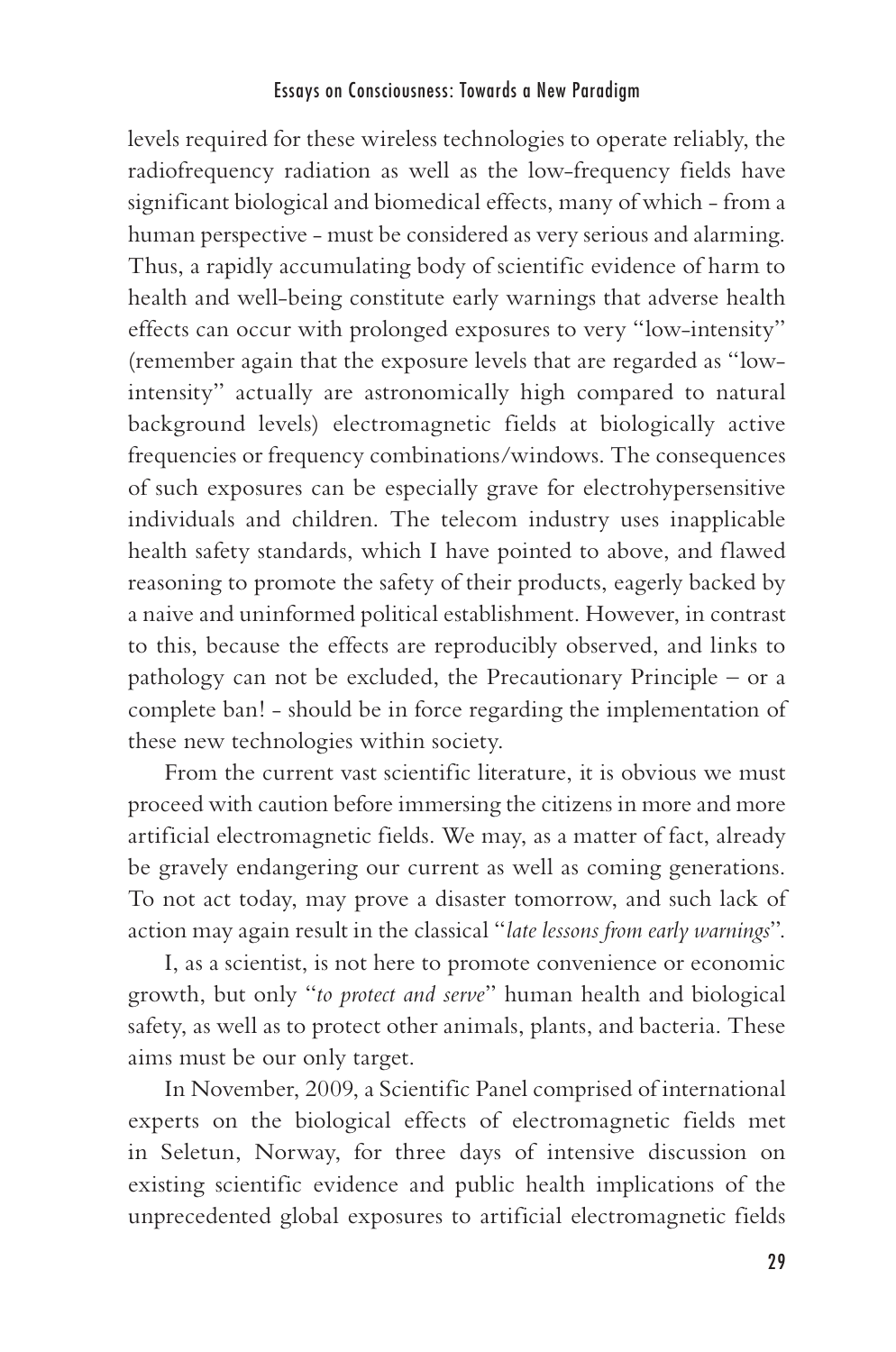levels required for these wireless technologies to operate reliably, the radiofrequency radiation as well as the low-frequency fields have significant biological and biomedical effects, many of which - from a human perspective - must be considered as very serious and alarming. Thus, a rapidly accumulating body of scientific evidence of harm to health and well-being constitute early warnings that adverse health effects can occur with prolonged exposures to very "low-intensity" (remember again that the exposure levels that are regarded as "low-intensity" actually are astronomically high compared to natural background levels) electromagnetic fields at biologically active frequencies or frequency combinations/windows. The consequences of such exposures can be especially grave for electrohypersensitive individuals and children. The telecom industry uses inapplicable health safety standards, which I have pointed to above, and flawed reasoning to promote the safety of their products, eagerly backed by a naive and uninformed political establishment. However, in contrast to this, because the effects are reproducibly observed, and links to pathology can not be excluded, the Precautionary Principle – or a complete ban! - should be in force regarding the implementation of these new technologies within society.

From the current vast scientific literature, it is obvious we must proceed with caution before immersing the citizens in more and more artificial electromagnetic fields. We may, as a matter of fact, already be gravely endangering our current as well as coming generations. To not act today, may prove a disaster tomorrow, and such lack of action may again result in the classical "*late lessons from early warnings*".

I, as a scientist, is not here to promote convenience or economic growth, but only "*to protect and serve*" human health and biological safety, as well as to protect other animals, plants, and bacteria. These aims must be our only target.

In November, 2009, a Scientific Panel comprised of international experts on the biological effects of electromagnetic fields met in Seletun, Norway, for three days of intensive discussion on existing scientific evidence and public health implications of the unprecedented global exposures to artificial electromagnetic fields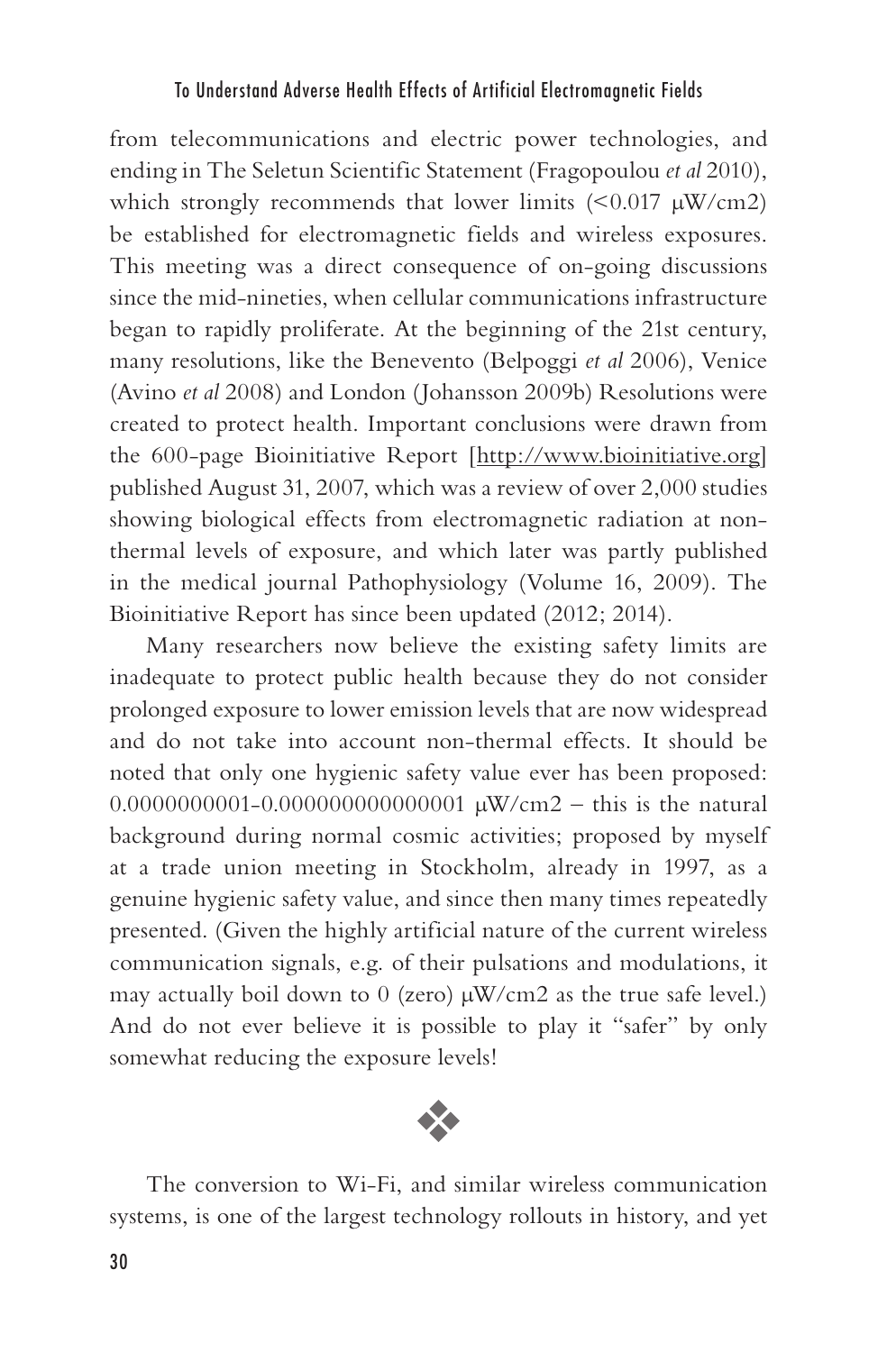from telecommunications and electric power technologies, and ending in The Seletun Scientific Statement (Fragopoulou *et al* 2010), which strongly recommends that lower limits (<0.017 μW/cm2) be established for electromagnetic fields and wireless exposures. This meeting was a direct consequence of on-going discussions since the mid-nineties, when cellular communications infrastructure began to rapidly proliferate. At the beginning of the 21st century, many resolutions, like the Benevento (Belpoggi *et al* 2006), Venice (Avino *et al* 2008) and London (Johansson 2009b) Resolutions were created to protect health. Important conclusions were drawn from the 600-page Bioinitiative Report [http://www.bioinitiative.org] published August 31, 2007, which was a review of over 2,000 studies showing biological effects from electromagnetic radiation at non-thermal levels of exposure, and which later was partly published in the medical journal Pathophysiology (Volume 16, 2009). The Bioinitiative Report has since been updated (2012; 2014).

Many researchers now believe the existing safety limits are inadequate to protect public health because they do not consider prolonged exposure to lower emission levels that are now widespread and do not take into account non-thermal effects. It should be noted that only one hygienic safety value ever has been proposed: 0.0000000001-0.000000000000001 μW/cm2 – this is the natural background during normal cosmic activities; proposed by myself at a trade union meeting in Stockholm, already in 1997, as a genuine hygienic safety value, and since then many times repeatedly presented. (Given the highly artificial nature of the current wireless communication signals, e.g. of their pulsations and modulations, it may actually boil down to 0 (zero) μW/cm2 as the true safe level.) And do not ever believe it is possible to play it "safer" by only somewhat reducing the exposure levels!

❖

The conversion to Wi-Fi, and similar wireless communication systems, is one of the largest technology rollouts in history, and yet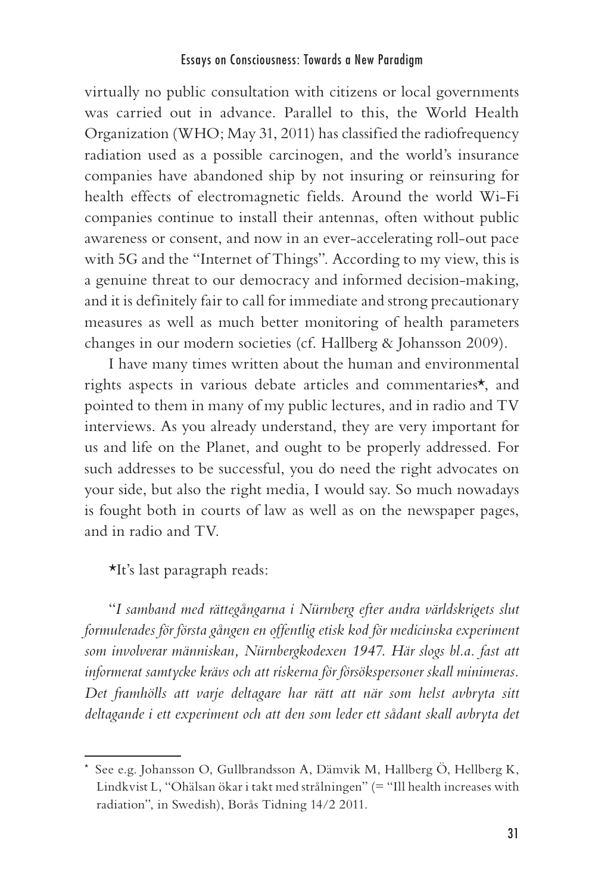virtually no public consultation with citizens or local governments was carried out in advance. Parallel to this, the World Health Organization (WHO; May 31, 2011) has classified the radiofrequency radiation used as a possible carcinogen, and the world's insurance companies have abandoned ship by not insuring or reinsuring for health effects of electromagnetic fields. Around the world Wi-Fi companies continue to install their antennas, often without public awareness or consent, and now in an ever-accelerating roll-out pace with 5G and the "Internet of Things". According to my view, this is a genuine threat to our democracy and informed decision-making, and it is definitely fair to call for immediate and strong precautionary measures as well as much better monitoring of health parameters changes in our modern societies (cf. Hallberg & Johansson 2009).

I have many times written about the human and environmental rights aspects in various debate articles and commentaries*, and pointed to them in many of my public lectures, and in radio and TV interviews. As you already understand, they are very important for us and life on the Planet, and ought to be properly addressed. For such addresses to be successful, you do need the right advocates on your side, but also the right media, I would say. So much nowadays is fought both in courts of law as well as on the newspaper pages, and in radio and TV.

*It's last paragraph reads:

"*I samband med rättegångarna i Nürnberg efter andra världskrigets slut formulerades för första gången en offentlig etisk kod för medicinska experiment som involverar människan, Nürnbergkodexen 1947. Här slogs bl.a. fast att informerat samtycke krävs och att riskerna för försökspersoner skall minimeras. Det framhölls att varje deltagare har rätt att när som helst avbryta sitt deltagande i ett experiment och att den som leder ett sådant skall avbryta det*

---

* See e.g. Johansson O, Gullbrandsson A, Dämvik M, Hallberg Ö, Hellberg K, Lindkvist L, "Ohälsan ökar i takt med strålningen" (= "Ill health increases with radiation", in Swedish), Borås Tidning 14/2 2011.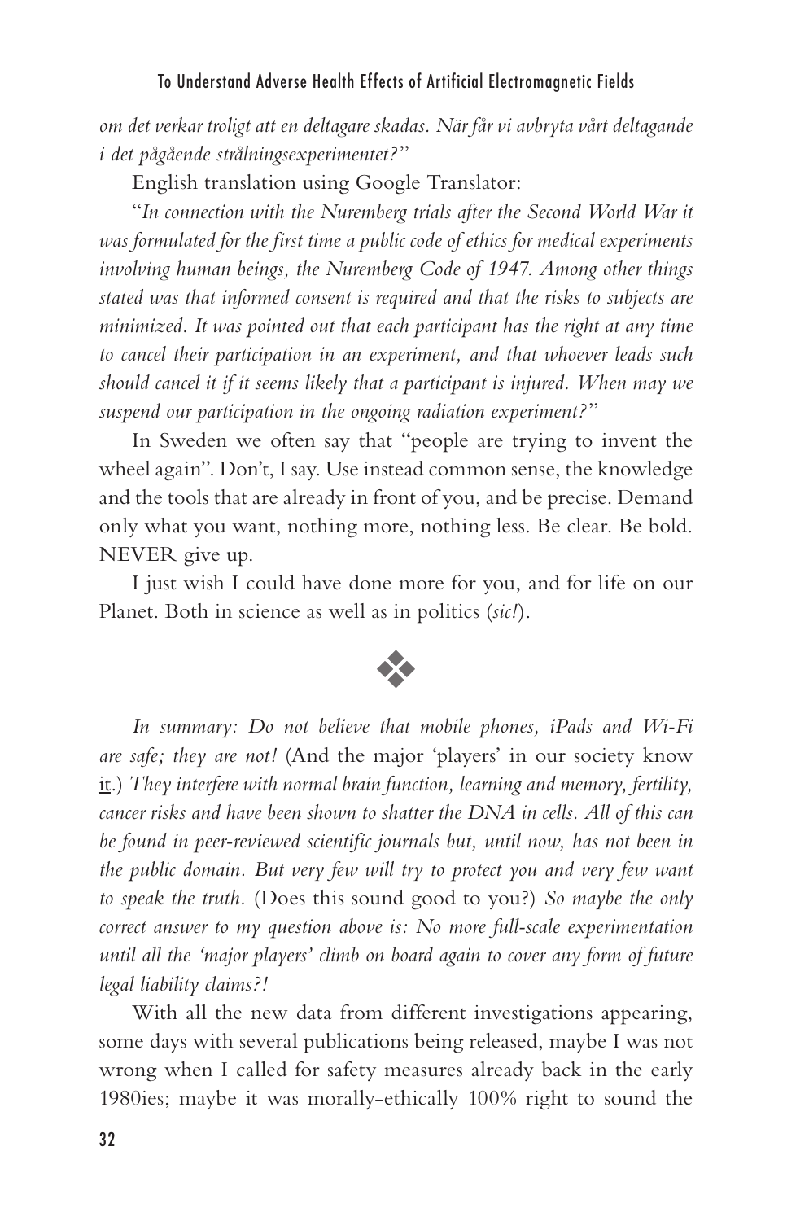*om det verkar troligt att en deltagare skadas. När får vi avbryta vårt deltagande i det pågående strålningsexperimentet?*"

English translation using Google Translator:

"*In connection with the Nuremberg trials after the Second World War it was formulated for the first time a public code of ethics for medical experiments involving human beings, the Nuremberg Code of 1947. Among other things stated was that informed consent is required and that the risks to subjects are minimized. It was pointed out that each participant has the right at any time to cancel their participation in an experiment, and that whoever leads such should cancel it if it seems likely that a participant is injured. When may we suspend our participation in the ongoing radiation experiment?*"

In Sweden we often say that "people are trying to invent the wheel again". Don't, I say. Use instead common sense, the knowledge and the tools that are already in front of you, and be precise. Demand only what you want, nothing more, nothing less. Be clear. Be bold. NEVER give up.

I just wish I could have done more for you, and for life on our Planet. Both in science as well as in politics (*sic!*).

❖

*In summary: Do not believe that mobile phones, iPads and Wi-Fi are safe; they are not!* (And the major 'players' in our society know it.) *They interfere with normal brain function, learning and memory, fertility, cancer risks and have been shown to shatter the DNA in cells. All of this can be found in peer-reviewed scientific journals but, until now, has not been in the public domain. But very few will try to protect you and very few want to speak the truth.* (Does this sound good to you?) *So maybe the only correct answer to my question above is: No more full-scale experimentation until all the 'major players' climb on board again to cover any form of future legal liability claims?!*

With all the new data from different investigations appearing, some days with several publications being released, maybe I was not wrong when I called for safety measures already back in the early 1980ies; maybe it was morally-ethically 100% right to sound the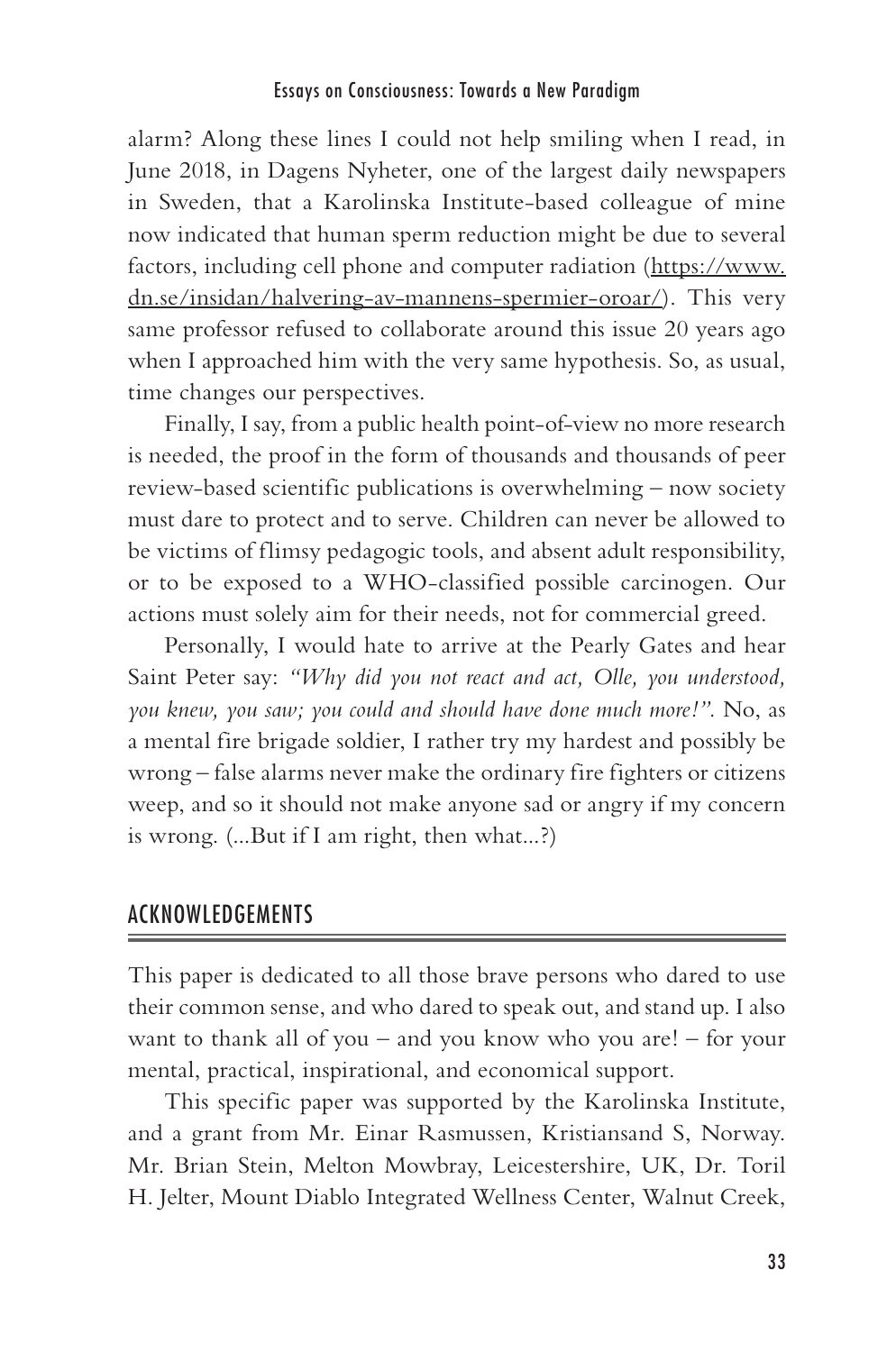alarm? Along these lines I could not help smiling when I read, in June 2018, in Dagens Nyheter, one of the largest daily newspapers in Sweden, that a Karolinska Institute-based colleague of mine now indicated that human sperm reduction might be due to several factors, including cell phone and computer radiation (https://www.dn.se/insidan/halvering-av-mannens-spermier-oroar/). This very same professor refused to collaborate around this issue 20 years ago when I approached him with the very same hypothesis. So, as usual, time changes our perspectives.

Finally, I say, from a public health point-of-view no more research is needed, the proof in the form of thousands and thousands of peer review-based scientific publications is overwhelming – now society must dare to protect and to serve. Children can never be allowed to be victims of flimsy pedagogic tools, and absent adult responsibility, or to be exposed to a WHO-classified possible carcinogen. Our actions must solely aim for their needs, not for commercial greed.

Personally, I would hate to arrive at the Pearly Gates and hear Saint Peter say: *"Why did you not react and act, Olle, you understood, you knew, you saw; you could and should have done much more!".* No, as a mental fire brigade soldier, I rather try my hardest and possibly be wrong – false alarms never make the ordinary fire fighters or citizens weep, and so it should not make anyone sad or angry if my concern is wrong. (...But if I am right, then what...?)

## ACKNOWLEDGEMENTS

This paper is dedicated to all those brave persons who dared to use their common sense, and who dared to speak out, and stand up. I also want to thank all of you – and you know who you are! – for your mental, practical, inspirational, and economical support.

This specific paper was supported by the Karolinska Institute, and a grant from Mr. Einar Rasmussen, Kristiansand S, Norway. Mr. Brian Stein, Melton Mowbray, Leicestershire, UK, Dr. Toril H. Jelter, Mount Diablo Integrated Wellness Center, Walnut Creek,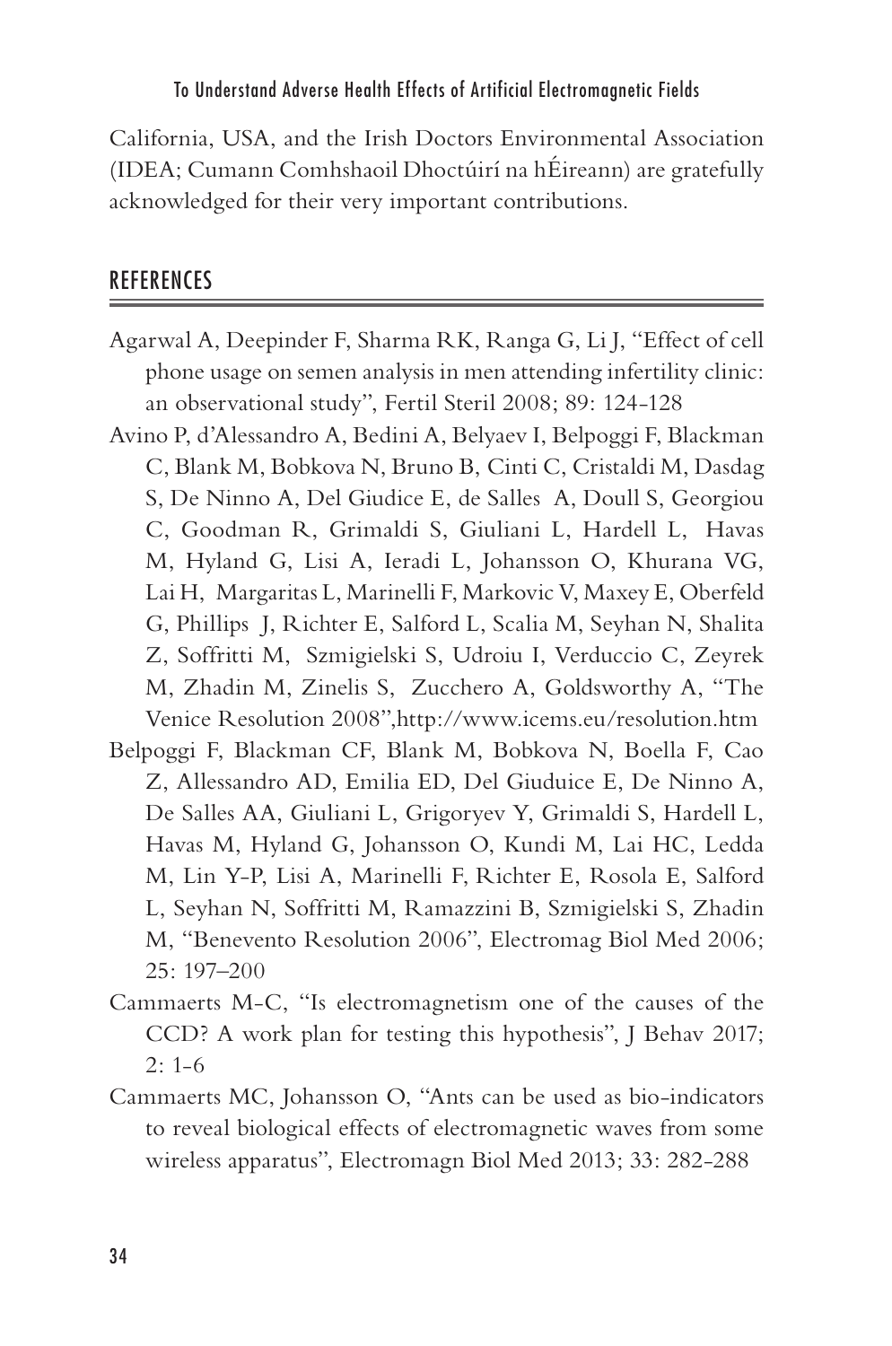California, USA, and the Irish Doctors Environmental Association (IDEA; Cumann Comhshaoil Dhoctúirí na hÉireann) are gratefully acknowledged for their very important contributions.

## REFERENCES

Agarwal A, Deepinder F, Sharma RK, Ranga G, Li J, "Effect of cell phone usage on semen analysis in men attending infertility clinic: an observational study", Fertil Steril 2008; 89: 124-128

Avino P, d'Alessandro A, Bedini A, Belyaev I, Belpoggi F, Blackman C, Blank M, Bobkova N, Bruno B, Cinti C, Cristaldi M, Dasdag S, De Ninno A, Del Giudice E, de Salles A, Doull S, Georgiou C, Goodman R, Grimaldi S, Giuliani L, Hardell L, Havas M, Hyland G, Lisi A, Ieradi L, Johansson O, Khurana VG, Lai H, Margaritas L, Marinelli F, Markovic V, Maxey E, Oberfeld G, Phillips J, Richter E, Salford L, Scalia M, Seyhan N, Shalita Z, Soffritti M, Szmigielski S, Udroiu I, Verduccio C, Zeyrek M, Zhadin M, Zinelis S, Zucchero A, Goldsworthy A, "The Venice Resolution 2008",http://www.icems.eu/resolution.htm

Belpoggi F, Blackman CF, Blank M, Bobkova N, Boella F, Cao Z, Allessandro AD, Emilia ED, Del Giuduice E, De Ninno A, De Salles AA, Giuliani L, Grigoryev Y, Grimaldi S, Hardell L, Havas M, Hyland G, Johansson O, Kundi M, Lai HC, Ledda M, Lin Y-P, Lisi A, Marinelli F, Richter E, Rosola E, Salford L, Seyhan N, Soffritti M, Ramazzini B, Szmigielski S, Zhadin M, "Benevento Resolution 2006", Electromag Biol Med 2006; 25: 197–200

Cammaerts M-C, "Is electromagnetism one of the causes of the CCD? A work plan for testing this hypothesis", J Behav 2017; 2: 1-6

Cammaerts MC, Johansson O, "Ants can be used as bio-indicators to reveal biological effects of electromagnetic waves from some wireless apparatus", Electromagn Biol Med 2013; 33: 282-288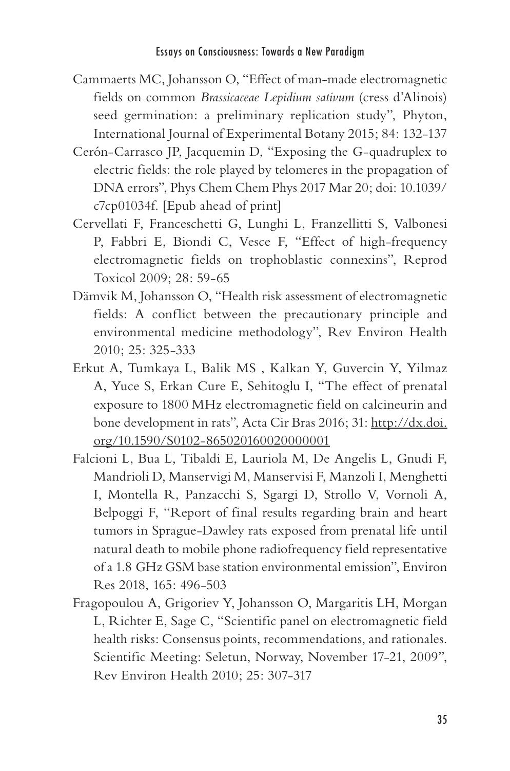Cammaerts MC, Johansson O, "Effect of man-made electromagnetic fields on common *Brassicaceae Lepidium sativum* (cress d'Alinois) seed germination: a preliminary replication study", Phyton, International Journal of Experimental Botany 2015; 84: 132-137

Cerón-Carrasco JP, Jacquemin D, "Exposing the G-quadruplex to electric fields: the role played by telomeres in the propagation of DNA errors", Phys Chem Chem Phys 2017 Mar 20; doi: 10.1039/c7cp01034f. [Epub ahead of print]

Cervellati F, Franceschetti G, Lunghi L, Franzellitti S, Valbonesi P, Fabbri E, Biondi C, Vesce F, "Effect of high-frequency electromagnetic fields on trophoblastic connexins", Reprod Toxicol 2009; 28: 59-65

Dämvik M, Johansson O, "Health risk assessment of electromagnetic fields: A conflict between the precautionary principle and environmental medicine methodology", Rev Environ Health 2010; 25: 325-333

Erkut A, Tumkaya L, Balik MS , Kalkan Y, Guvercin Y, Yilmaz A, Yuce S, Erkan Cure E, Sehitoglu I, "The effect of prenatal exposure to 1800 MHz electromagnetic field on calcineurin and bone development in rats", Acta Cir Bras 2016; 31: http://dx.doi.org/10.1590/S0102-865020160020000001

Falcioni L, Bua L, Tibaldi E, Lauriola M, De Angelis L, Gnudi F, Mandrioli D, Manservigi M, Manservisi F, Manzoli I, Menghetti I, Montella R, Panzacchi S, Sgargi D, Strollo V, Vornoli A, Belpoggi F, "Report of final results regarding brain and heart tumors in Sprague-Dawley rats exposed from prenatal life until natural death to mobile phone radiofrequency field representative of a 1.8 GHz GSM base station environmental emission", Environ Res 2018, 165: 496-503

Fragopoulou A, Grigoriev Y, Johansson O, Margaritis LH, Morgan L, Richter E, Sage C, "Scientific panel on electromagnetic field health risks: Consensus points, recommendations, and rationales. Scientific Meeting: Seletun, Norway, November 17-21, 2009", Rev Environ Health 2010; 25: 307-317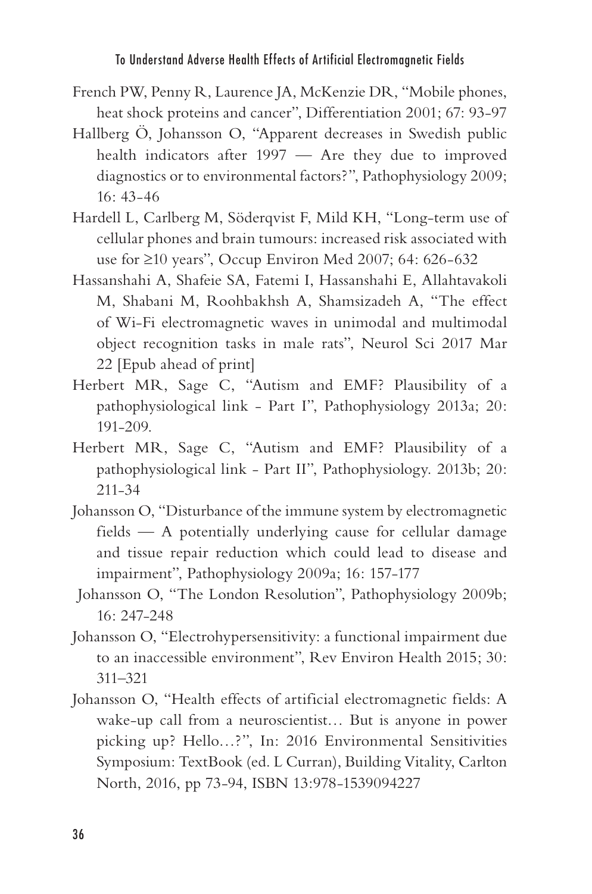French PW, Penny R, Laurence JA, McKenzie DR, "Mobile phones, heat shock proteins and cancer", Differentiation 2001; 67: 93-97

Hallberg Ö, Johansson O, "Apparent decreases in Swedish public health indicators after 1997 — Are they due to improved diagnostics or to environmental factors?", Pathophysiology 2009; 16: 43-46

Hardell L, Carlberg M, Söderqvist F, Mild KH, "Long-term use of cellular phones and brain tumours: increased risk associated with use for ≥10 years", Occup Environ Med 2007; 64: 626-632

Hassanshahi A, Shafeie SA, Fatemi I, Hassanshahi E, Allahtavakoli M, Shabani M, Roohbakhsh A, Shamsizadeh A, "The effect of Wi-Fi electromagnetic waves in unimodal and multimodal object recognition tasks in male rats", Neurol Sci 2017 Mar 22 [Epub ahead of print]

Herbert MR, Sage C, "Autism and EMF? Plausibility of a pathophysiological link - Part I", Pathophysiology 2013a; 20: 191-209.

Herbert MR, Sage C, "Autism and EMF? Plausibility of a pathophysiological link - Part II", Pathophysiology. 2013b; 20: 211-34

Johansson O, "Disturbance of the immune system by electromagnetic fields — A potentially underlying cause for cellular damage and tissue repair reduction which could lead to disease and impairment", Pathophysiology 2009a; 16: 157-177

Johansson O, "The London Resolution", Pathophysiology 2009b; 16: 247-248

Johansson O, "Electrohypersensitivity: a functional impairment due to an inaccessible environment", Rev Environ Health 2015; 30: 311–321

Johansson O, "Health effects of artificial electromagnetic fields: A wake-up call from a neuroscientist… But is anyone in power picking up? Hello…?", In: 2016 Environmental Sensitivities Symposium: TextBook (ed. L Curran), Building Vitality, Carlton North, 2016, pp 73-94, ISBN 13:978-1539094227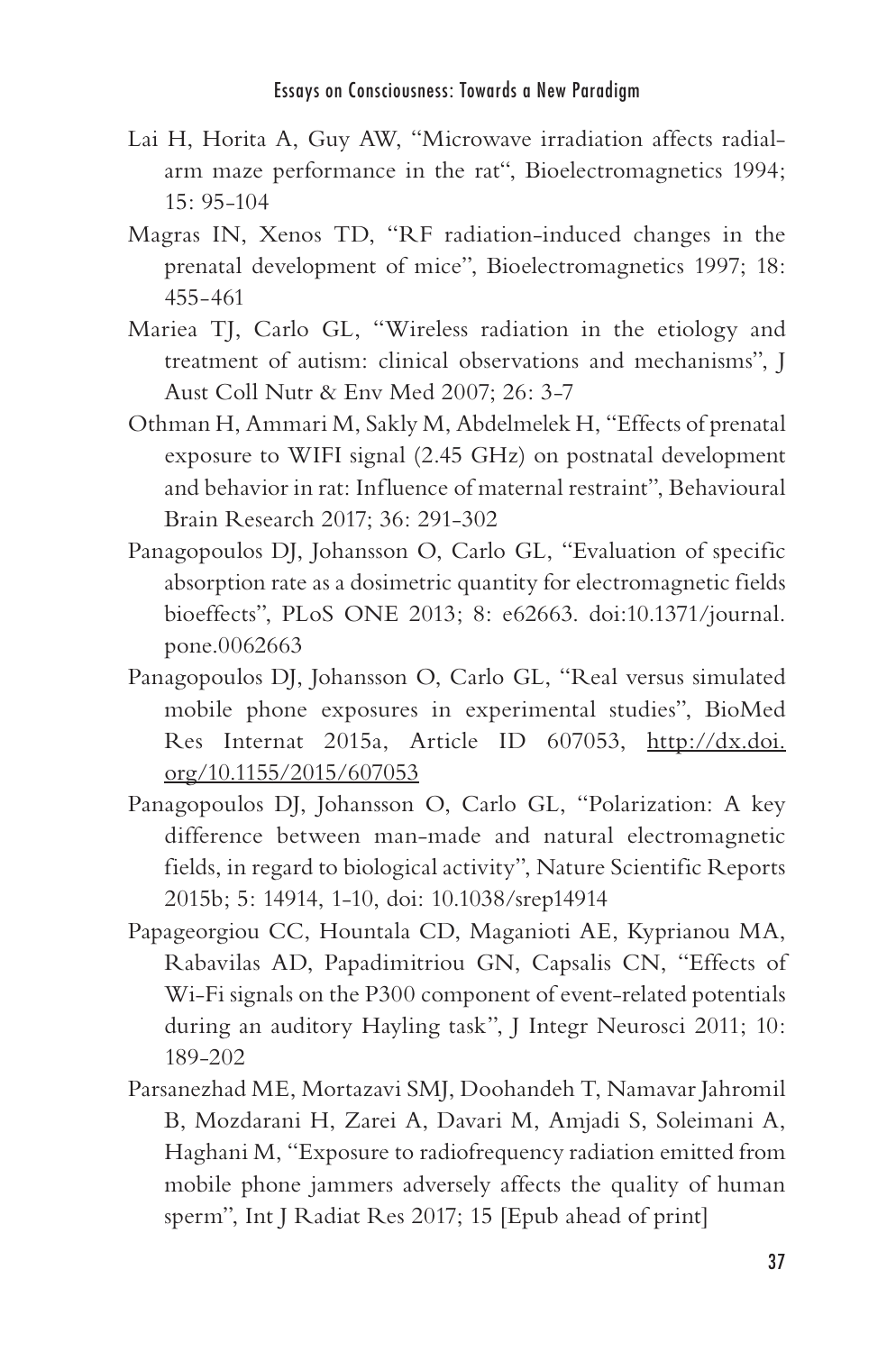Lai H, Horita A, Guy AW, "Microwave irradiation affects radial-arm maze performance in the rat", Bioelectromagnetics 1994; 15: 95-104

Magras IN, Xenos TD, "RF radiation-induced changes in the prenatal development of mice", Bioelectromagnetics 1997; 18: 455-461

Mariea TJ, Carlo GL, "Wireless radiation in the etiology and treatment of autism: clinical observations and mechanisms", J Aust Coll Nutr & Env Med 2007; 26: 3-7

Othman H, Ammari M, Sakly M, Abdelmelek H, "Effects of prenatal exposure to WIFI signal (2.45 GHz) on postnatal development and behavior in rat: Influence of maternal restraint", Behavioural Brain Research 2017; 36: 291-302

Panagopoulos DJ, Johansson O, Carlo GL, "Evaluation of specific absorption rate as a dosimetric quantity for electromagnetic fields bioeffects", PLoS ONE 2013; 8: e62663. doi:10.1371/journal.pone.0062663

Panagopoulos DJ, Johansson O, Carlo GL, "Real versus simulated mobile phone exposures in experimental studies", BioMed Res Internat 2015a, Article ID 607053, http://dx.doi.org/10.1155/2015/607053

Panagopoulos DJ, Johansson O, Carlo GL, "Polarization: A key difference between man-made and natural electromagnetic fields, in regard to biological activity", Nature Scientific Reports 2015b; 5: 14914, 1-10, doi: 10.1038/srep14914

Papageorgiou CC, Hountala CD, Maganioti AE, Kyprianou MA, Rabavilas AD, Papadimitriou GN, Capsalis CN, "Effects of Wi-Fi signals on the P300 component of event-related potentials during an auditory Hayling task", J Integr Neurosci 2011; 10: 189-202

Parsanezhad ME, Mortazavi SMJ, Doohandeh T, Namavar Jahromil B, Mozdarani H, Zarei A, Davari M, Amjadi S, Soleimani A, Haghani M, "Exposure to radiofrequency radiation emitted from mobile phone jammers adversely affects the quality of human sperm", Int J Radiat Res 2017; 15 [Epub ahead of print]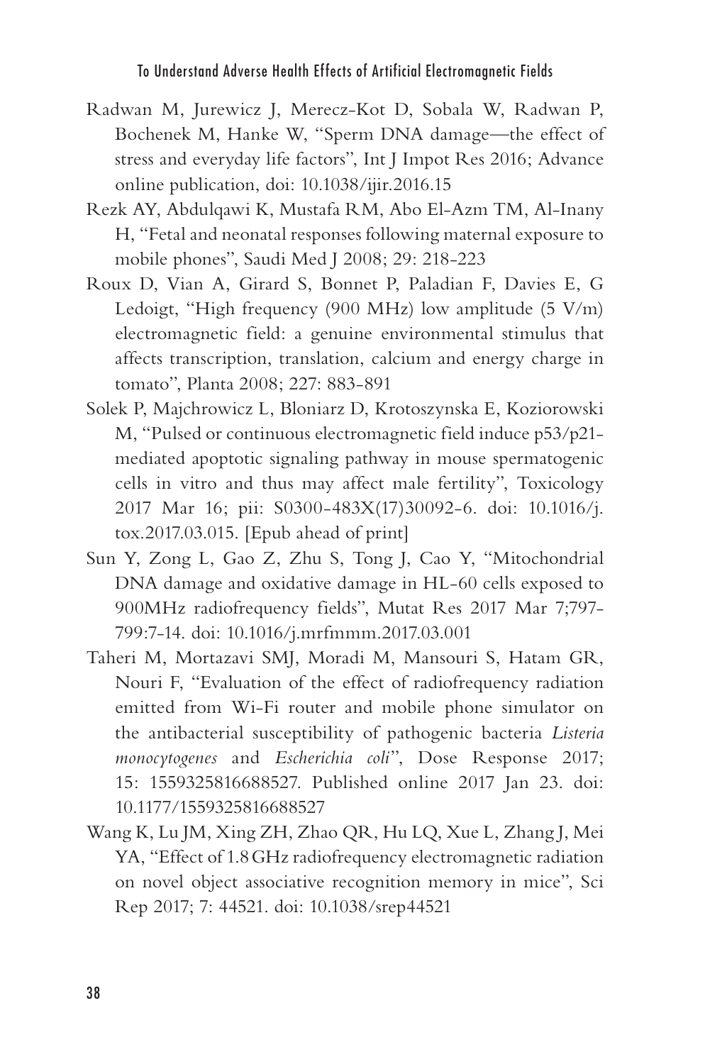Radwan M, Jurewicz J, Merecz-Kot D, Sobala W, Radwan P, Bochenek M, Hanke W, "Sperm DNA damage—the effect of stress and everyday life factors", Int J Impot Res 2016; Advance online publication, doi: 10.1038/ijir.2016.15

Rezk AY, Abdulqawi K, Mustafa RM, Abo El-Azm TM, Al-Inany H, "Fetal and neonatal responses following maternal exposure to mobile phones", Saudi Med J 2008; 29: 218-223

Roux D, Vian A, Girard S, Bonnet P, Paladian F, Davies E, G Ledoigt, "High frequency (900 MHz) low amplitude (5 V/m) electromagnetic field: a genuine environmental stimulus that affects transcription, translation, calcium and energy charge in tomato", Planta 2008; 227: 883-891

Solek P, Majchrowicz L, Bloniarz D, Krotoszynska E, Koziorowski M, "Pulsed or continuous electromagnetic field induce p53/p21-mediated apoptotic signaling pathway in mouse spermatogenic cells in vitro and thus may affect male fertility", Toxicology 2017 Mar 16; pii: S0300-483X(17)30092-6. doi: 10.1016/j.tox.2017.03.015. [Epub ahead of print]

Sun Y, Zong L, Gao Z, Zhu S, Tong J, Cao Y, "Mitochondrial DNA damage and oxidative damage in HL-60 cells exposed to 900MHz radiofrequency fields", Mutat Res 2017 Mar 7;797-799:7-14. doi: 10.1016/j.mrfmmm.2017.03.001

Taheri M, Mortazavi SMJ, Moradi M, Mansouri S, Hatam GR, Nouri F, "Evaluation of the effect of radiofrequency radiation emitted from Wi-Fi router and mobile phone simulator on the antibacterial susceptibility of pathogenic bacteria *Listeria monocytogenes* and *Escherichia coli*", Dose Response 2017; 15: 1559325816688527. Published online 2017 Jan 23. doi: 10.1177/1559325816688527

Wang K, Lu JM, Xing ZH, Zhao QR, Hu LQ, Xue L, Zhang J, Mei YA, "Effect of 1.8 GHz radiofrequency electromagnetic radiation on novel object associative recognition memory in mice", Sci Rep 2017; 7: 44521. doi: 10.1038/srep44521